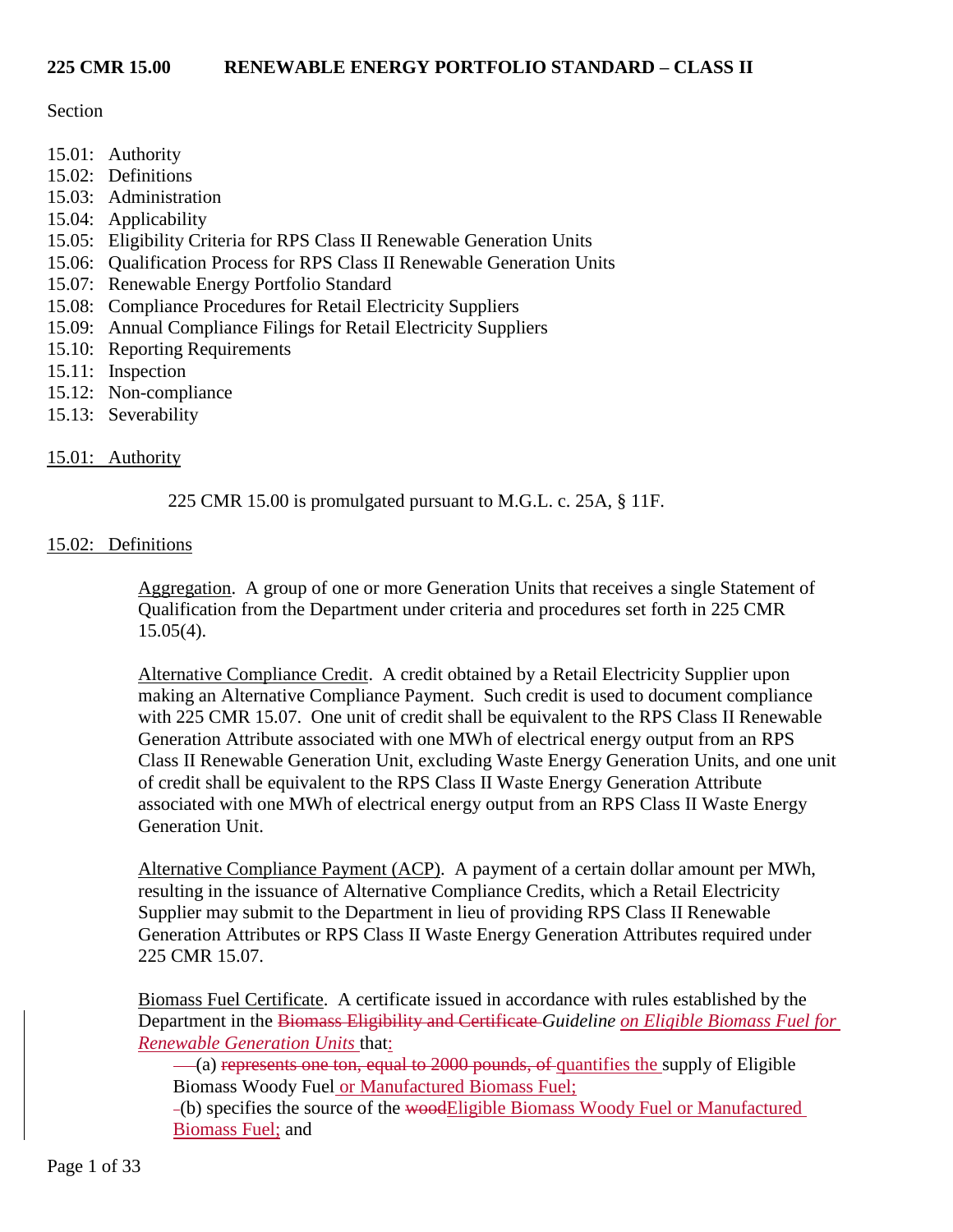# 225 CMR 15.00 RENEWABLE ENERGY PORTFOLIO STANDARD – CLASS II

Section

15.01: Authority
15.02: Definitions
15.03: Administration
15.04: Applicability
15.05: Eligibility Criteria for RPS Class II Renewable Generation Units
15.06: Qualification Process for RPS Class II Renewable Generation Units
15.07: Renewable Energy Portfolio Standard
15.08: Compliance Procedures for Retail Electricity Suppliers
15.09: Annual Compliance Filings for Retail Electricity Suppliers
15.10: Reporting Requirements
15.11: Inspection
15.12: Non-compliance
15.13: Severability

## 15.01: Authority

225 CMR 15.00 is promulgated pursuant to M.G.L. c. 25A, § 11F.

## 15.02: Definitions

Aggregation. A group of one or more Generation Units that receives a single Statement of Qualification from the Department under criteria and procedures set forth in 225 CMR 15.05(4).

Alternative Compliance Credit. A credit obtained by a Retail Electricity Supplier upon making an Alternative Compliance Payment. Such credit is used to document compliance with 225 CMR 15.07. One unit of credit shall be equivalent to the RPS Class II Renewable Generation Attribute associated with one MWh of electrical energy output from an RPS Class II Renewable Generation Unit, excluding Waste Energy Generation Units, and one unit of credit shall be equivalent to the RPS Class II Waste Energy Generation Attribute associated with one MWh of electrical energy output from an RPS Class II Waste Energy Generation Unit.

Alternative Compliance Payment (ACP). A payment of a certain dollar amount per MWh, resulting in the issuance of Alternative Compliance Credits, which a Retail Electricity Supplier may submit to the Department in lieu of providing RPS Class II Renewable Generation Attributes or RPS Class II Waste Energy Generation Attributes required under 225 CMR 15.07.

Biomass Fuel Certificate. A certificate issued in accordance with rules established by the Department in the ~~Biomass Eligibility and Certificate~~ *Guideline on Eligible Biomass Fuel for Renewable Generation Units* that:

(a) ~~represents one ton, equal to 2000 pounds, of~~ quantifies the supply of Eligible Biomass Woody Fuel or Manufactured Biomass Fuel;

(b) specifies the source of the ~~wood~~Eligible Biomass Woody Fuel or Manufactured Biomass Fuel; and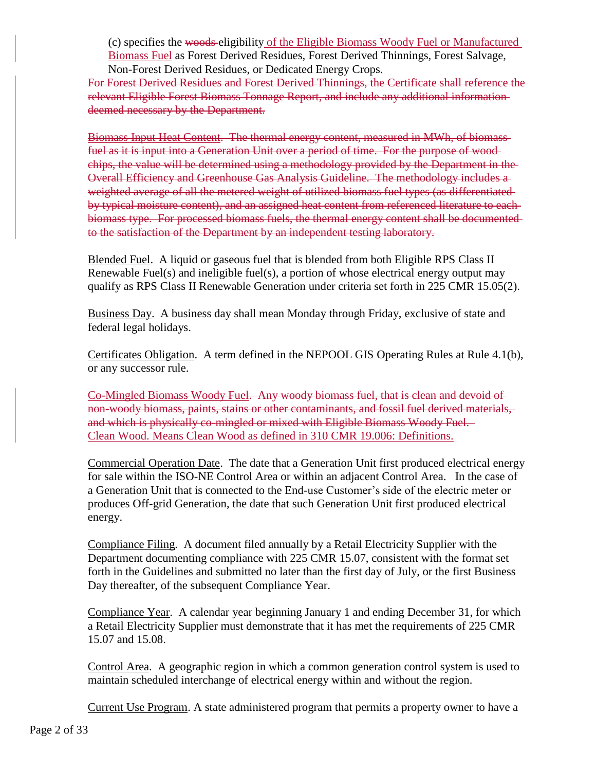(c) specifies the ~~woods~~ eligibility of the Eligible Biomass Woody Fuel or Manufactured Biomass Fuel as Forest Derived Residues, Forest Derived Thinnings, Forest Salvage, Non-Forest Derived Residues, or Dedicated Energy Crops.

~~For Forest Derived Residues and Forest Derived Thinnings, the Certificate shall reference the relevant Eligible Forest Biomass Tonnage Report, and include any additional information deemed necessary by the Department.~~

~~Biomass Input Heat Content. The thermal energy content, measured in MWh, of biomass fuel as it is input into a Generation Unit over a period of time. For the purpose of wood chips, the value will be determined using a methodology provided by the Department in the Overall Efficiency and Greenhouse Gas Analysis Guideline. The methodology includes a weighted average of all the metered weight of utilized biomass fuel types (as differentiated by typical moisture content), and an assigned heat content from referenced literature to each biomass type. For processed biomass fuels, the thermal energy content shall be documented to the satisfaction of the Department by an independent testing laboratory.~~

Blended Fuel. A liquid or gaseous fuel that is blended from both Eligible RPS Class II Renewable Fuel(s) and ineligible fuel(s), a portion of whose electrical energy output may qualify as RPS Class II Renewable Generation under criteria set forth in 225 CMR 15.05(2).

Business Day. A business day shall mean Monday through Friday, exclusive of state and federal legal holidays.

Certificates Obligation. A term defined in the NEPOOL GIS Operating Rules at Rule 4.1(b), or any successor rule.

~~Co-Mingled Biomass Woody Fuel. Any woody biomass fuel, that is clean and devoid of non-woody biomass, paints, stains or other contaminants, and fossil fuel derived materials, and which is physically co-mingled or mixed with Eligible Biomass Woody Fuel.~~

Clean Wood. Means Clean Wood as defined in 310 CMR 19.006: Definitions.

Commercial Operation Date. The date that a Generation Unit first produced electrical energy for sale within the ISO-NE Control Area or within an adjacent Control Area. In the case of a Generation Unit that is connected to the End-use Customer's side of the electric meter or produces Off-grid Generation, the date that such Generation Unit first produced electrical energy.

Compliance Filing. A document filed annually by a Retail Electricity Supplier with the Department documenting compliance with 225 CMR 15.07, consistent with the format set forth in the Guidelines and submitted no later than the first day of July, or the first Business Day thereafter, of the subsequent Compliance Year.

Compliance Year. A calendar year beginning January 1 and ending December 31, for which a Retail Electricity Supplier must demonstrate that it has met the requirements of 225 CMR 15.07 and 15.08.

Control Area. A geographic region in which a common generation control system is used to maintain scheduled interchange of electrical energy within and without the region.

Current Use Program. A state administered program that permits a property owner to have a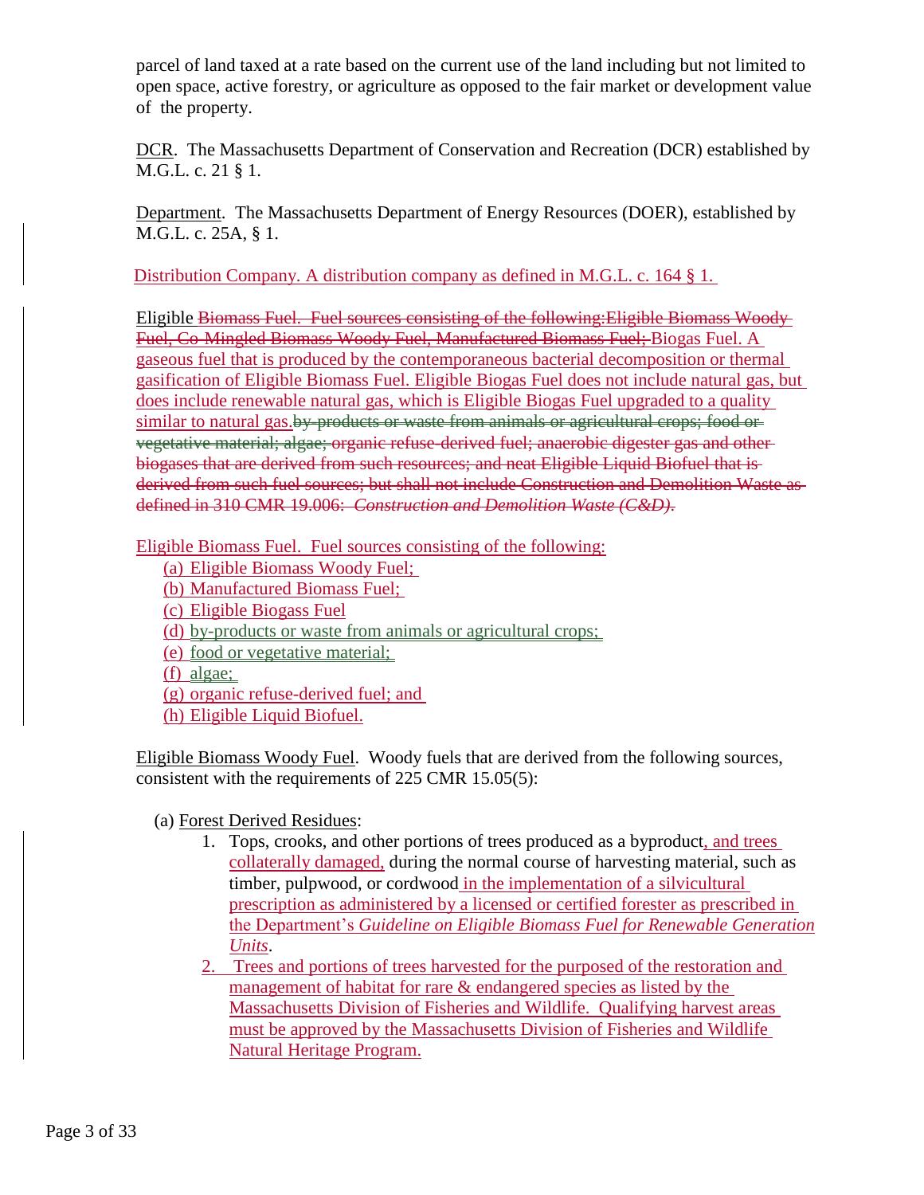parcel of land taxed at a rate based on the current use of the land including but not limited to open space, active forestry, or agriculture as opposed to the fair market or development value of the property.

DCR. The Massachusetts Department of Conservation and Recreation (DCR) established by M.G.L. c. 21 § 1.

Department. The Massachusetts Department of Energy Resources (DOER), established by M.G.L. c. 25A, § 1.

Distribution Company. A distribution company as defined in M.G.L. c. 164 § 1.

Eligible ~~Biomass Fuel. Fuel sources consisting of the following:Eligible Biomass Woody Fuel, Co-Mingled Biomass Woody Fuel, Manufactured Biomass Fuel;~~ Biogas Fuel. A gaseous fuel that is produced by the contemporaneous bacterial decomposition or thermal gasification of Eligible Biomass Fuel. Eligible Biogas Fuel does not include natural gas, but does include renewable natural gas, which is Eligible Biogas Fuel upgraded to a quality similar to natural gas.~~by-products or waste from animals or agricultural crops; food or vegetative material; algae; organic refuse-derived fuel; anaerobic digester gas and other biogases that are derived from such resources; and neat Eligible Liquid Biofuel that is derived from such fuel sources; but shall not include Construction and Demolition Waste as defined in 310 CMR 19.006: *Construction and Demolition Waste (C&D)*.~~

Eligible Biomass Fuel. Fuel sources consisting of the following:

(a) Eligible Biomass Woody Fuel;
(b) Manufactured Biomass Fuel;
(c) Eligible Biogass Fuel
(d) by-products or waste from animals or agricultural crops;
(e) food or vegetative material;
(f) algae;
(g) organic refuse-derived fuel; and
(h) Eligible Liquid Biofuel.

Eligible Biomass Woody Fuel. Woody fuels that are derived from the following sources, consistent with the requirements of 225 CMR 15.05(5):

(a) Forest Derived Residues:

1. Tops, crooks, and other portions of trees produced as a byproduct, and trees collaterally damaged, during the normal course of harvesting material, such as timber, pulpwood, or cordwood in the implementation of a silvicultural prescription as administered by a licensed or certified forester as prescribed in the Department's *Guideline on Eligible Biomass Fuel for Renewable Generation Units*.
2. Trees and portions of trees harvested for the purposed of the restoration and management of habitat for rare & endangered species as listed by the Massachusetts Division of Fisheries and Wildlife. Qualifying harvest areas must be approved by the Massachusetts Division of Fisheries and Wildlife Natural Heritage Program.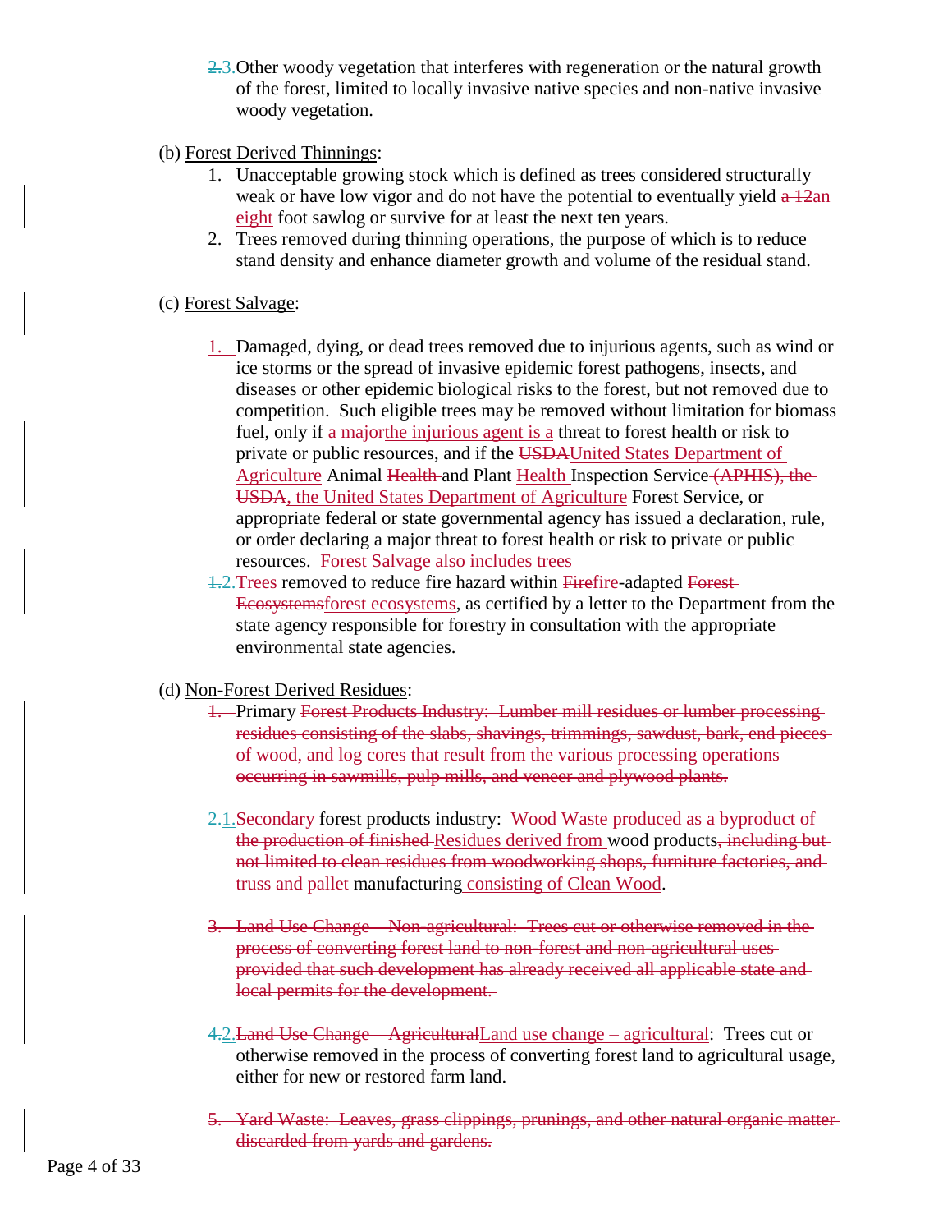~~2.~~3. Other woody vegetation that interferes with regeneration or the natural growth of the forest, limited to locally invasive native species and non-native invasive woody vegetation.

(b) Forest Derived Thinnings:

1. Unacceptable growing stock which is defined as trees considered structurally weak or have low vigor and do not have the potential to eventually yield ~~a 12~~an eight foot sawlog or survive for at least the next ten years.
2. Trees removed during thinning operations, the purpose of which is to reduce stand density and enhance diameter growth and volume of the residual stand.

(c) Forest Salvage:

1. Damaged, dying, or dead trees removed due to injurious agents, such as wind or ice storms or the spread of invasive epidemic forest pathogens, insects, and diseases or other epidemic biological risks to the forest, but not removed due to competition. Such eligible trees may be removed without limitation for biomass fuel, only if ~~a major~~the injurious agent is a threat to forest health or risk to private or public resources, and if the ~~USDA~~United States Department of Agriculture Animal ~~Health~~ and Plant Health Inspection Service~~ (APHIS), the USDA~~, the United States Department of Agriculture Forest Service, or appropriate federal or state governmental agency has issued a declaration, rule, or order declaring a major threat to forest health or risk to private or public resources. ~~Forest Salvage also includes trees~~

~~1.~~2. Trees removed to reduce fire hazard within ~~Fire~~fire-adapted ~~Forest Ecosystems~~forest ecosystems, as certified by a letter to the Department from the state agency responsible for forestry in consultation with the appropriate environmental state agencies.

(d) Non-Forest Derived Residues:

~~1.~~ Primary ~~Forest Products Industry: Lumber mill residues or lumber processing residues consisting of the slabs, shavings, trimmings, sawdust, bark, end pieces of wood, and log cores that result from the various processing operations occurring in sawmills, pulp mills, and veneer and plywood plants.~~

~~2.~~1. ~~Secondary~~ forest products industry: ~~Wood Waste produced as a byproduct of the production of finished~~ Residues derived from wood products~~, including but not limited to clean residues from woodworking shops, furniture factories, and truss and pallet~~ manufacturing consisting of Clean Wood.

~~3. Land Use Change – Non-agricultural: Trees cut or otherwise removed in the process of converting forest land to non-forest and non-agricultural uses provided that such development has already received all applicable state and local permits for the development.~~

~~4.~~2. ~~Land Use Change – Agricultural~~Land use change – agricultural: Trees cut or otherwise removed in the process of converting forest land to agricultural usage, either for new or restored farm land.

~~5. Yard Waste: Leaves, grass clippings, prunings, and other natural organic matter discarded from yards and gardens.~~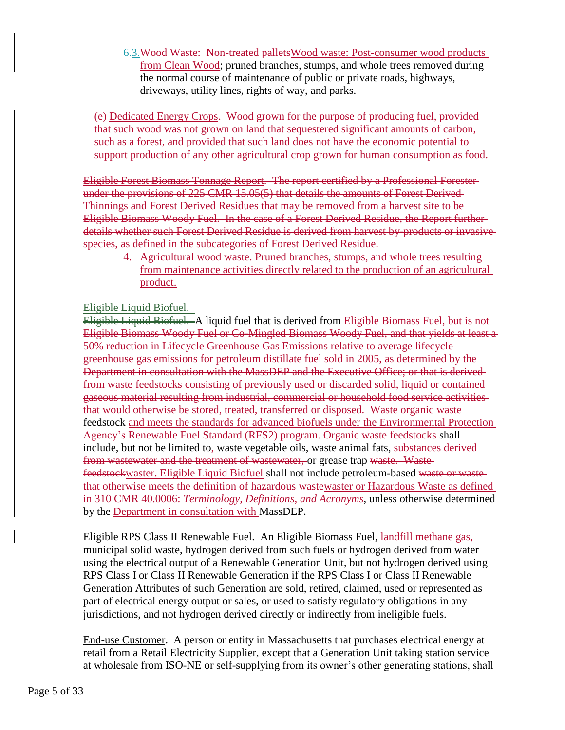~~6.~~3.~~Wood Waste: Non-treated pallets~~Wood waste: Post-consumer wood products from Clean Wood; pruned branches, stumps, and whole trees removed during the normal course of maintenance of public or private roads, highways, driveways, utility lines, rights of way, and parks.

~~(c) Dedicated Energy Crops. Wood grown for the purpose of producing fuel, provided that such wood was not grown on land that sequestered significant amounts of carbon, such as a forest, and provided that such land does not have the economic potential to support production of any other agricultural crop grown for human consumption as food.~~

~~Eligible Forest Biomass Tonnage Report. The report certified by a Professional Forester under the provisions of 225 CMR 15.05(5) that details the amounts of Forest Derived Thinnings and Forest Derived Residues that may be removed from a harvest site to be Eligible Biomass Woody Fuel. In the case of a Forest Derived Residue, the Report further details whether such Forest Derived Residue is derived from harvest by-products or invasive species, as defined in the subcategories of Forest Derived Residue.~~

4. Agricultural wood waste. Pruned branches, stumps, and whole trees resulting from maintenance activities directly related to the production of an agricultural product.

Eligible Liquid Biofuel.

~~Eligible Liquid Biofuel.~~ A liquid fuel that is derived from ~~Eligible Biomass Fuel, but is not Eligible Biomass Woody Fuel or Co-Mingled Biomass Woody Fuel, and that yields at least a 50% reduction in Lifecycle Greenhouse Gas Emissions relative to average lifecycle greenhouse gas emissions for petroleum distillate fuel sold in 2005, as determined by the Department in consultation with the MassDEP and the Executive Office; or that is derived from waste feedstocks consisting of previously used or discarded solid, liquid or contained gaseous material resulting from industrial, commercial or household food service activities that would otherwise be stored, treated, transferred or disposed. Waste~~ organic waste feedstock and meets the standards for advanced biofuels under the Environmental Protection Agency's Renewable Fuel Standard (RFS2) program. Organic waste feedstocks shall include, but not be limited to, waste vegetable oils, waste animal fats, ~~substances derived from wastewater and the treatment of wastewater,~~ or grease trap ~~waste. Waste feedstock~~waster. Eligible Liquid Biofuel shall not include petroleum-based ~~waste or waste that otherwise meets the definition of hazardous waste~~waster or Hazardous Waste as defined in 310 CMR 40.0006: *Terminology, Definitions, and Acronyms*, unless otherwise determined by the Department in consultation with MassDEP.

Eligible RPS Class II Renewable Fuel. An Eligible Biomass Fuel, ~~landfill methane gas,~~ municipal solid waste, hydrogen derived from such fuels or hydrogen derived from water using the electrical output of a Renewable Generation Unit, but not hydrogen derived using RPS Class I or Class II Renewable Generation if the RPS Class I or Class II Renewable Generation Attributes of such Generation are sold, retired, claimed, used or represented as part of electrical energy output or sales, or used to satisfy regulatory obligations in any jurisdictions, and not hydrogen derived directly or indirectly from ineligible fuels.

End-use Customer. A person or entity in Massachusetts that purchases electrical energy at retail from a Retail Electricity Supplier, except that a Generation Unit taking station service at wholesale from ISO-NE or self-supplying from its owner's other generating stations, shall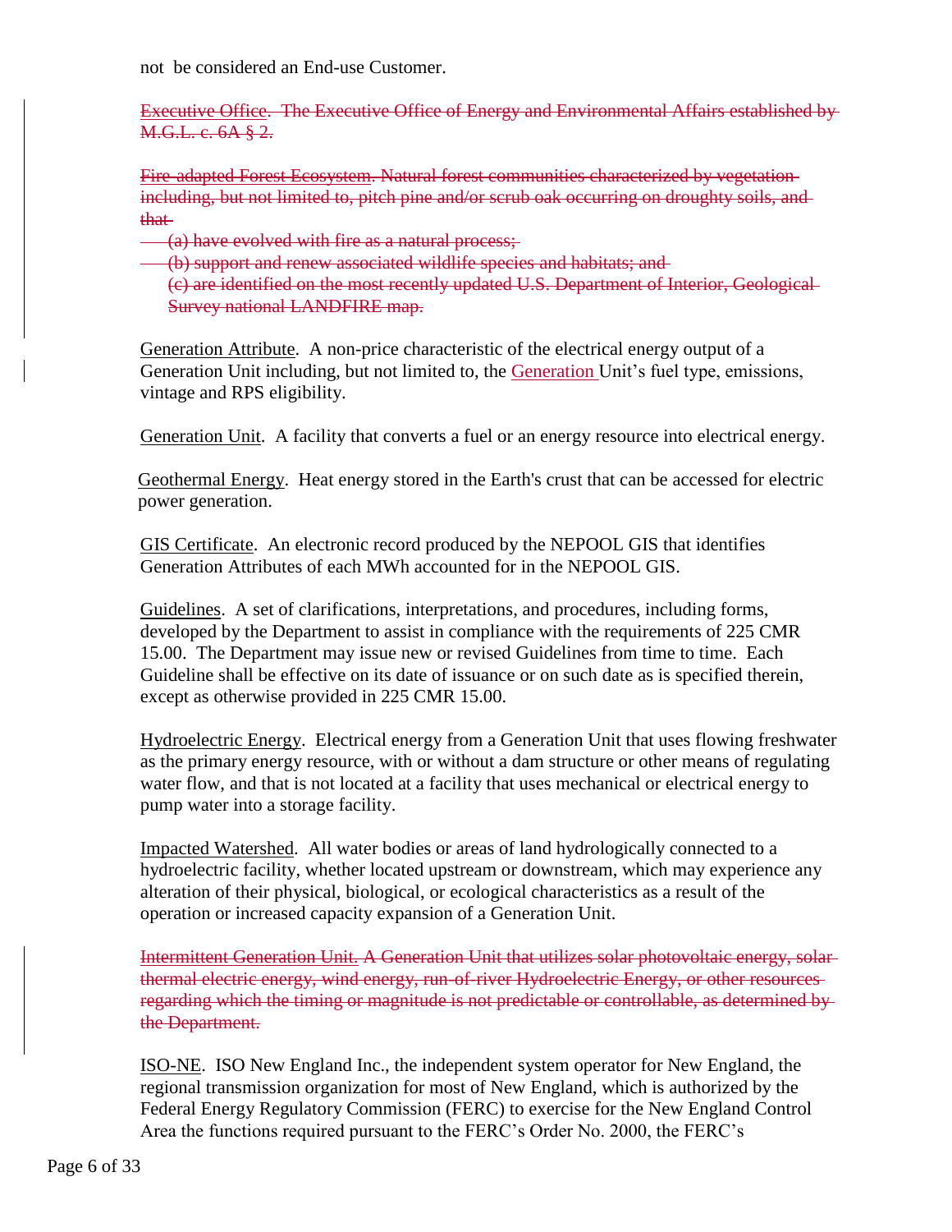not be considered an End-use Customer.

~~Executive Office. The Executive Office of Energy and Environmental Affairs established by M.G.L. c. 6A § 2.~~

~~Fire-adapted Forest Ecosystem. Natural forest communities characterized by vegetation including, but not limited to, pitch pine and/or scrub oak occurring on droughty soils, and that~~

~~(a) have evolved with fire as a natural process;~~

~~(b) support and renew associated wildlife species and habitats; and~~

~~(c) are identified on the most recently updated U.S. Department of Interior, Geological Survey national LANDFIRE map.~~

<u>Generation Attribute</u>. A non-price characteristic of the electrical energy output of a Generation Unit including, but not limited to, the <u>Generation</u> Unit's fuel type, emissions, vintage and RPS eligibility.

<u>Generation Unit</u>. A facility that converts a fuel or an energy resource into electrical energy.

<u>Geothermal Energy</u>. Heat energy stored in the Earth's crust that can be accessed for electric power generation.

<u>GIS Certificate</u>. An electronic record produced by the NEPOOL GIS that identifies Generation Attributes of each MWh accounted for in the NEPOOL GIS.

<u>Guidelines</u>. A set of clarifications, interpretations, and procedures, including forms, developed by the Department to assist in compliance with the requirements of 225 CMR 15.00. The Department may issue new or revised Guidelines from time to time. Each Guideline shall be effective on its date of issuance or on such date as is specified therein, except as otherwise provided in 225 CMR 15.00.

<u>Hydroelectric Energy</u>. Electrical energy from a Generation Unit that uses flowing freshwater as the primary energy resource, with or without a dam structure or other means of regulating water flow, and that is not located at a facility that uses mechanical or electrical energy to pump water into a storage facility.

<u>Impacted Watershed</u>. All water bodies or areas of land hydrologically connected to a hydroelectric facility, whether located upstream or downstream, which may experience any alteration of their physical, biological, or ecological characteristics as a result of the operation or increased capacity expansion of a Generation Unit.

~~Intermittent Generation Unit. A Generation Unit that utilizes solar photovoltaic energy, solar thermal electric energy, wind energy, run-of-river Hydroelectric Energy, or other resources regarding which the timing or magnitude is not predictable or controllable, as determined by the Department.~~

<u>ISO-NE</u>. ISO New England Inc., the independent system operator for New England, the regional transmission organization for most of New England, which is authorized by the Federal Energy Regulatory Commission (FERC) to exercise for the New England Control Area the functions required pursuant to the FERC's Order No. 2000, the FERC's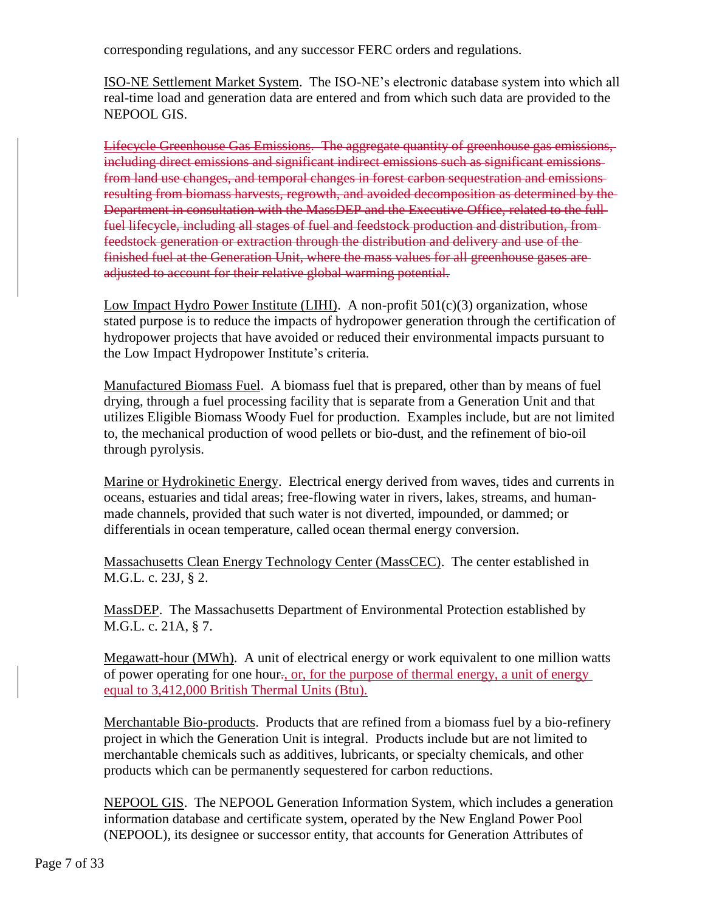corresponding regulations, and any successor FERC orders and regulations.

ISO-NE Settlement Market System. The ISO-NE's electronic database system into which all real-time load and generation data are entered and from which such data are provided to the NEPOOL GIS.

~~Lifecycle Greenhouse Gas Emissions. The aggregate quantity of greenhouse gas emissions, including direct emissions and significant indirect emissions such as significant emissions from land use changes, and temporal changes in forest carbon sequestration and emissions resulting from biomass harvests, regrowth, and avoided decomposition as determined by the Department in consultation with the MassDEP and the Executive Office, related to the full fuel lifecycle, including all stages of fuel and feedstock production and distribution, from feedstock generation or extraction through the distribution and delivery and use of the finished fuel at the Generation Unit, where the mass values for all greenhouse gases are adjusted to account for their relative global warming potential.~~

Low Impact Hydro Power Institute (LIHI). A non-profit 501(c)(3) organization, whose stated purpose is to reduce the impacts of hydropower generation through the certification of hydropower projects that have avoided or reduced their environmental impacts pursuant to the Low Impact Hydropower Institute's criteria.

Manufactured Biomass Fuel. A biomass fuel that is prepared, other than by means of fuel drying, through a fuel processing facility that is separate from a Generation Unit and that utilizes Eligible Biomass Woody Fuel for production. Examples include, but are not limited to, the mechanical production of wood pellets or bio-dust, and the refinement of bio-oil through pyrolysis.

Marine or Hydrokinetic Energy. Electrical energy derived from waves, tides and currents in oceans, estuaries and tidal areas; free-flowing water in rivers, lakes, streams, and human-made channels, provided that such water is not diverted, impounded, or dammed; or differentials in ocean temperature, called ocean thermal energy conversion.

Massachusetts Clean Energy Technology Center (MassCEC). The center established in M.G.L. c. 23J, § 2.

MassDEP. The Massachusetts Department of Environmental Protection established by M.G.L. c. 21A, § 7.

Megawatt-hour (MWh). A unit of electrical energy or work equivalent to one million watts of power operating for one hour~~.~~, or, for the purpose of thermal energy, a unit of energy equal to 3,412,000 British Thermal Units (Btu).

Merchantable Bio-products. Products that are refined from a biomass fuel by a bio-refinery project in which the Generation Unit is integral. Products include but are not limited to merchantable chemicals such as additives, lubricants, or specialty chemicals, and other products which can be permanently sequestered for carbon reductions.

NEPOOL GIS. The NEPOOL Generation Information System, which includes a generation information database and certificate system, operated by the New England Power Pool (NEPOOL), its designee or successor entity, that accounts for Generation Attributes of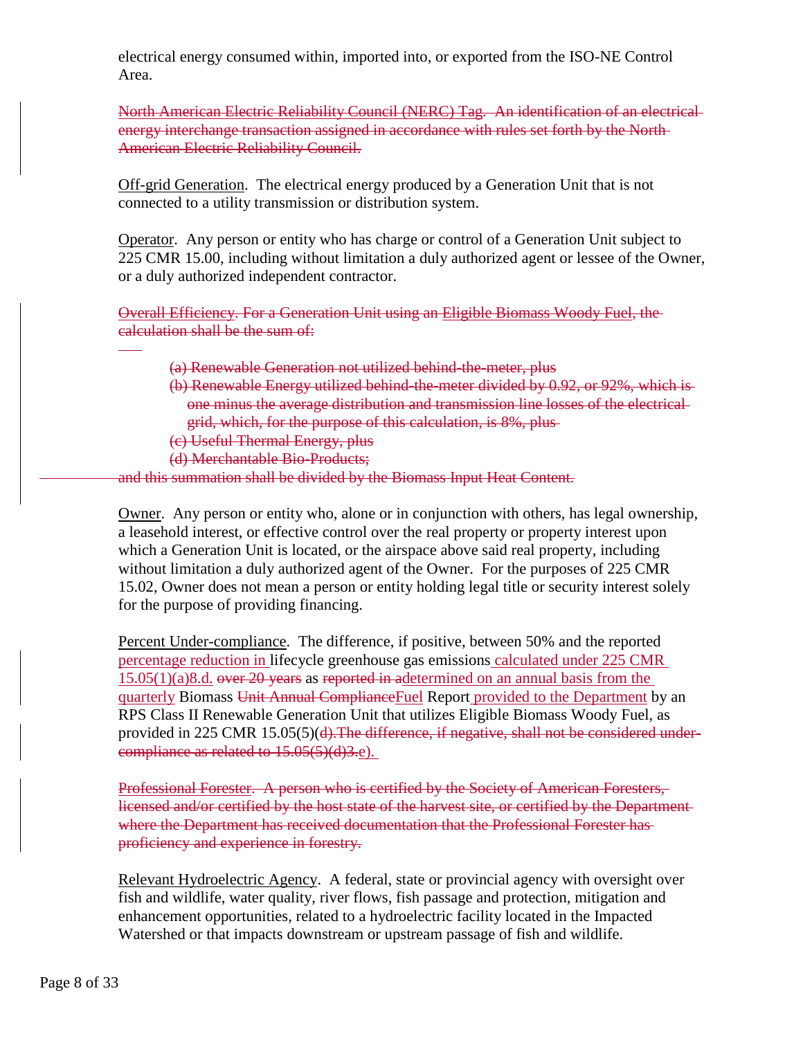electrical energy consumed within, imported into, or exported from the ISO-NE Control Area.

~~North American Electric Reliability Council (NERC) Tag. An identification of an electrical energy interchange transaction assigned in accordance with rules set forth by the North American Electric Reliability Council.~~

Off-grid Generation. The electrical energy produced by a Generation Unit that is not connected to a utility transmission or distribution system.

Operator. Any person or entity who has charge or control of a Generation Unit subject to 225 CMR 15.00, including without limitation a duly authorized agent or lessee of the Owner, or a duly authorized independent contractor.

~~Overall Efficiency. For a Generation Unit using an Eligible Biomass Woody Fuel, the calculation shall be the sum of:~~

~~(a) Renewable Generation not utilized behind-the-meter, plus~~

~~(b) Renewable Energy utilized behind-the-meter divided by 0.92, or 92%, which is one minus the average distribution and transmission line losses of the electrical grid, which, for the purpose of this calculation, is 8%, plus~~

~~(c) Useful Thermal Energy, plus~~

~~(d) Merchantable Bio-Products;~~

~~and this summation shall be divided by the Biomass Input Heat Content.~~

Owner. Any person or entity who, alone or in conjunction with others, has legal ownership, a leasehold interest, or effective control over the real property or property interest upon which a Generation Unit is located, or the airspace above said real property, including without limitation a duly authorized agent of the Owner. For the purposes of 225 CMR 15.02, Owner does not mean a person or entity holding legal title or security interest solely for the purpose of providing financing.

Percent Under-compliance. The difference, if positive, between 50% and the reported percentage reduction in lifecycle greenhouse gas emissions calculated under 225 CMR 15.05(1)(a)8.d. ~~over 20 years~~ as ~~reported in a~~determined on an annual basis from the quarterly Biomass ~~Unit Annual Compliance~~Fuel Report provided to the Department by an RPS Class II Renewable Generation Unit that utilizes Eligible Biomass Woody Fuel, as provided in 225 CMR 15.05(5)(~~d).The difference, if negative, shall not be considered under-compliance as related to 15.05(5)(d)3.~~e).

~~Professional Forester. A person who is certified by the Society of American Foresters, licensed and/or certified by the host state of the harvest site, or certified by the Department where the Department has received documentation that the Professional Forester has proficiency and experience in forestry.~~

Relevant Hydroelectric Agency. A federal, state or provincial agency with oversight over fish and wildlife, water quality, river flows, fish passage and protection, mitigation and enhancement opportunities, related to a hydroelectric facility located in the Impacted Watershed or that impacts downstream or upstream passage of fish and wildlife.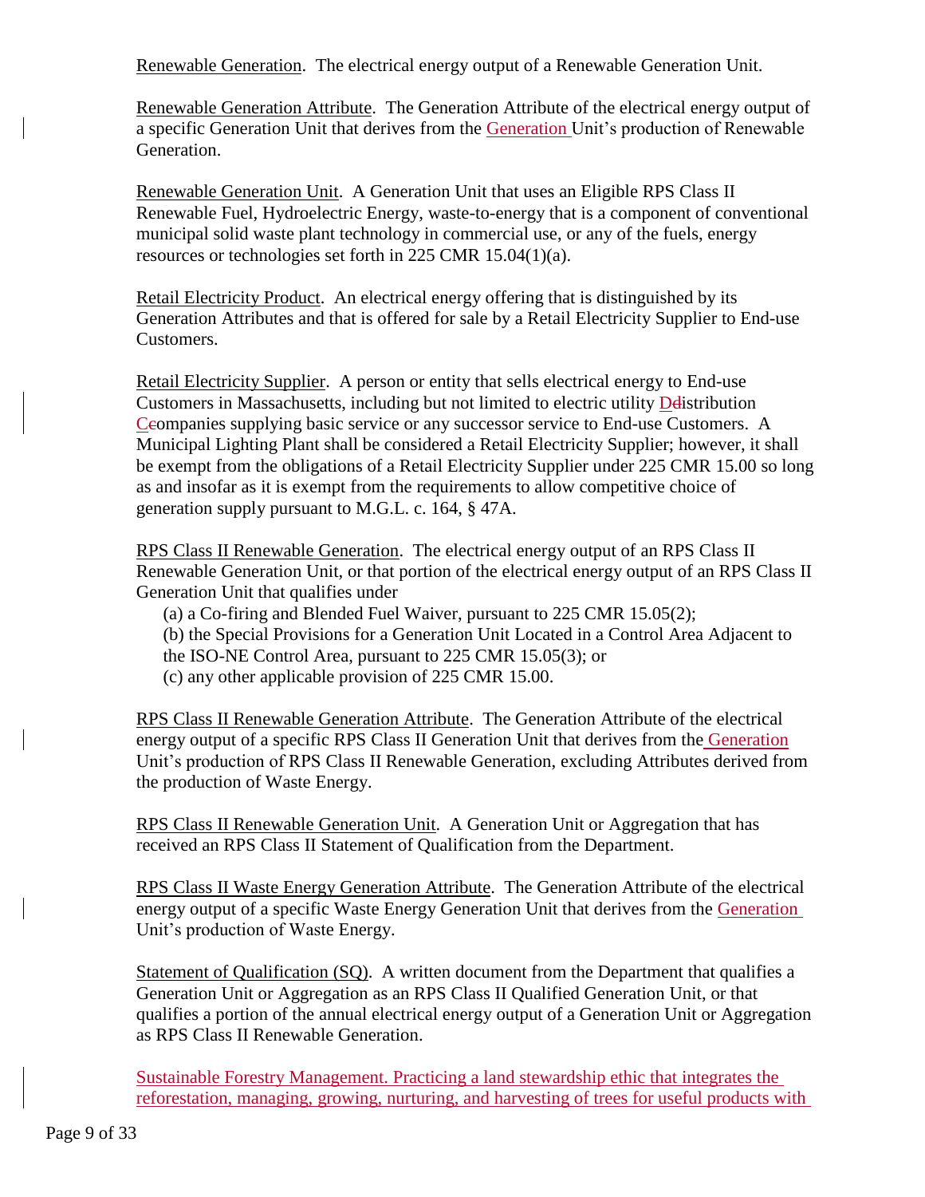Renewable Generation. The electrical energy output of a Renewable Generation Unit.

Renewable Generation Attribute. The Generation Attribute of the electrical energy output of a specific Generation Unit that derives from the Generation Unit's production of Renewable Generation.

Renewable Generation Unit. A Generation Unit that uses an Eligible RPS Class II Renewable Fuel, Hydroelectric Energy, waste-to-energy that is a component of conventional municipal solid waste plant technology in commercial use, or any of the fuels, energy resources or technologies set forth in 225 CMR 15.04(1)(a).

Retail Electricity Product. An electrical energy offering that is distinguished by its Generation Attributes and that is offered for sale by a Retail Electricity Supplier to End-use Customers.

Retail Electricity Supplier. A person or entity that sells electrical energy to End-use Customers in Massachusetts, including but not limited to electric utility Distribution Companies supplying basic service or any successor service to End-use Customers. A Municipal Lighting Plant shall be considered a Retail Electricity Supplier; however, it shall be exempt from the obligations of a Retail Electricity Supplier under 225 CMR 15.00 so long as and insofar as it is exempt from the requirements to allow competitive choice of generation supply pursuant to M.G.L. c. 164, § 47A.

RPS Class II Renewable Generation. The electrical energy output of an RPS Class II Renewable Generation Unit, or that portion of the electrical energy output of an RPS Class II Generation Unit that qualifies under

(a) a Co-firing and Blended Fuel Waiver, pursuant to 225 CMR 15.05(2);
(b) the Special Provisions for a Generation Unit Located in a Control Area Adjacent to the ISO-NE Control Area, pursuant to 225 CMR 15.05(3); or
(c) any other applicable provision of 225 CMR 15.00.

RPS Class II Renewable Generation Attribute. The Generation Attribute of the electrical energy output of a specific RPS Class II Generation Unit that derives from the Generation Unit's production of RPS Class II Renewable Generation, excluding Attributes derived from the production of Waste Energy.

RPS Class II Renewable Generation Unit. A Generation Unit or Aggregation that has received an RPS Class II Statement of Qualification from the Department.

RPS Class II Waste Energy Generation Attribute. The Generation Attribute of the electrical energy output of a specific Waste Energy Generation Unit that derives from the Generation Unit's production of Waste Energy.

Statement of Qualification (SQ). A written document from the Department that qualifies a Generation Unit or Aggregation as an RPS Class II Qualified Generation Unit, or that qualifies a portion of the annual electrical energy output of a Generation Unit or Aggregation as RPS Class II Renewable Generation.

Sustainable Forestry Management. Practicing a land stewardship ethic that integrates the reforestation, managing, growing, nurturing, and harvesting of trees for useful products with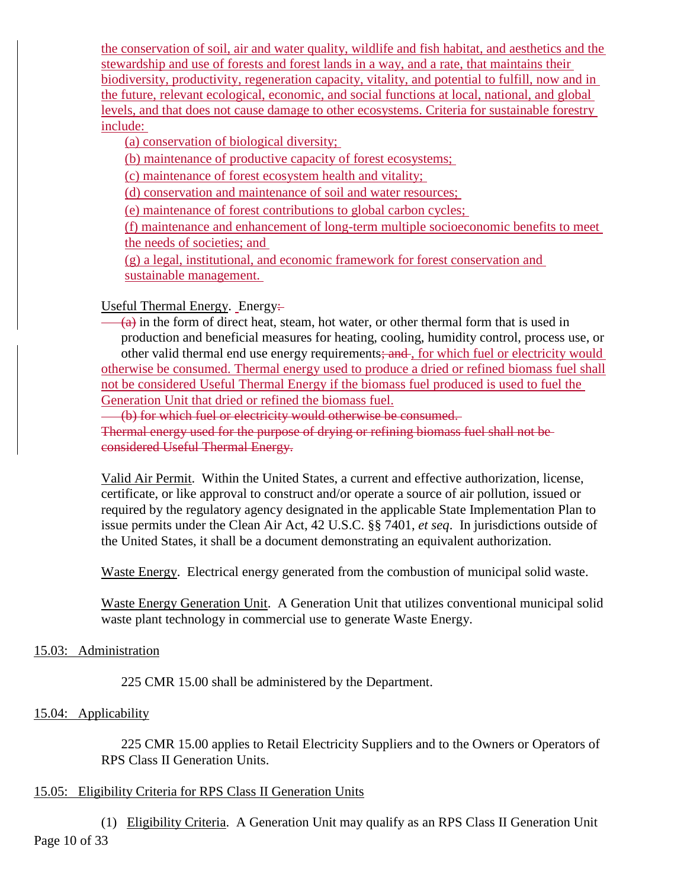the conservation of soil, air and water quality, wildlife and fish habitat, and aesthetics and the stewardship and use of forests and forest lands in a way, and a rate, that maintains their biodiversity, productivity, regeneration capacity, vitality, and potential to fulfill, now and in the future, relevant ecological, economic, and social functions at local, national, and global levels, and that does not cause damage to other ecosystems. Criteria for sustainable forestry include:

(a) conservation of biological diversity;

(b) maintenance of productive capacity of forest ecosystems;

(c) maintenance of forest ecosystem health and vitality;

(d) conservation and maintenance of soil and water resources;

(e) maintenance of forest contributions to global carbon cycles;

(f) maintenance and enhancement of long-term multiple socioeconomic benefits to meet the needs of societies; and

(g) a legal, institutional, and economic framework for forest conservation and sustainable management.

Useful Thermal Energy. Energy~~:~~

~~(a)~~ in the form of direct heat, steam, hot water, or other thermal form that is used in production and beneficial measures for heating, cooling, humidity control, process use, or other valid thermal end use energy requirements~~; and~~ , for which fuel or electricity would otherwise be consumed. Thermal energy used to produce a dried or refined biomass fuel shall not be considered Useful Thermal Energy if the biomass fuel produced is used to fuel the Generation Unit that dried or refined the biomass fuel.

~~(b) for which fuel or electricity would otherwise be consumed.~~

~~Thermal energy used for the purpose of drying or refining biomass fuel shall not be considered Useful Thermal Energy.~~

Valid Air Permit. Within the United States, a current and effective authorization, license, certificate, or like approval to construct and/or operate a source of air pollution, issued or required by the regulatory agency designated in the applicable State Implementation Plan to issue permits under the Clean Air Act, 42 U.S.C. §§ 7401, *et seq*. In jurisdictions outside of the United States, it shall be a document demonstrating an equivalent authorization.

Waste Energy. Electrical energy generated from the combustion of municipal solid waste.

Waste Energy Generation Unit. A Generation Unit that utilizes conventional municipal solid waste plant technology in commercial use to generate Waste Energy.

## 15.03: Administration

225 CMR 15.00 shall be administered by the Department.

## 15.04: Applicability

225 CMR 15.00 applies to Retail Electricity Suppliers and to the Owners or Operators of RPS Class II Generation Units.

## 15.05: Eligibility Criteria for RPS Class II Generation Units

(1) Eligibility Criteria. A Generation Unit may qualify as an RPS Class II Generation Unit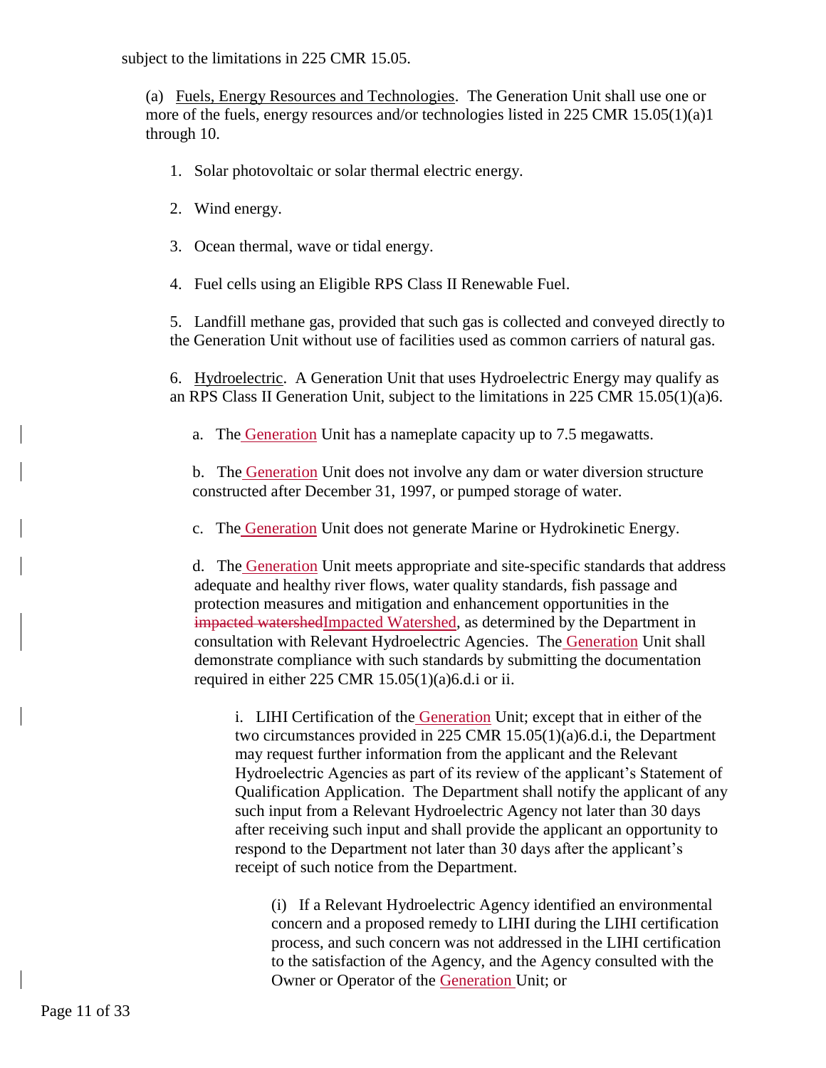subject to the limitations in 225 CMR 15.05.

(a) Fuels, Energy Resources and Technologies. The Generation Unit shall use one or more of the fuels, energy resources and/or technologies listed in 225 CMR 15.05(1)(a)1 through 10.

1. Solar photovoltaic or solar thermal electric energy.

2. Wind energy.

3. Ocean thermal, wave or tidal energy.

4. Fuel cells using an Eligible RPS Class II Renewable Fuel.

5. Landfill methane gas, provided that such gas is collected and conveyed directly to the Generation Unit without use of facilities used as common carriers of natural gas.

6. Hydroelectric. A Generation Unit that uses Hydroelectric Energy may qualify as an RPS Class II Generation Unit, subject to the limitations in 225 CMR 15.05(1)(a)6.

a. The Generation Unit has a nameplate capacity up to 7.5 megawatts.

b. The Generation Unit does not involve any dam or water diversion structure constructed after December 31, 1997, or pumped storage of water.

c. The Generation Unit does not generate Marine or Hydrokinetic Energy.

d. The Generation Unit meets appropriate and site-specific standards that address adequate and healthy river flows, water quality standards, fish passage and protection measures and mitigation and enhancement opportunities in the ~~impacted watershed~~Impacted Watershed, as determined by the Department in consultation with Relevant Hydroelectric Agencies. The Generation Unit shall demonstrate compliance with such standards by submitting the documentation required in either 225 CMR 15.05(1)(a)6.d.i or ii.

i. LIHI Certification of the Generation Unit; except that in either of the two circumstances provided in 225 CMR 15.05(1)(a)6.d.i, the Department may request further information from the applicant and the Relevant Hydroelectric Agencies as part of its review of the applicant's Statement of Qualification Application. The Department shall notify the applicant of any such input from a Relevant Hydroelectric Agency not later than 30 days after receiving such input and shall provide the applicant an opportunity to respond to the Department not later than 30 days after the applicant's receipt of such notice from the Department.

(i) If a Relevant Hydroelectric Agency identified an environmental concern and a proposed remedy to LIHI during the LIHI certification process, and such concern was not addressed in the LIHI certification to the satisfaction of the Agency, and the Agency consulted with the Owner or Operator of the Generation Unit; or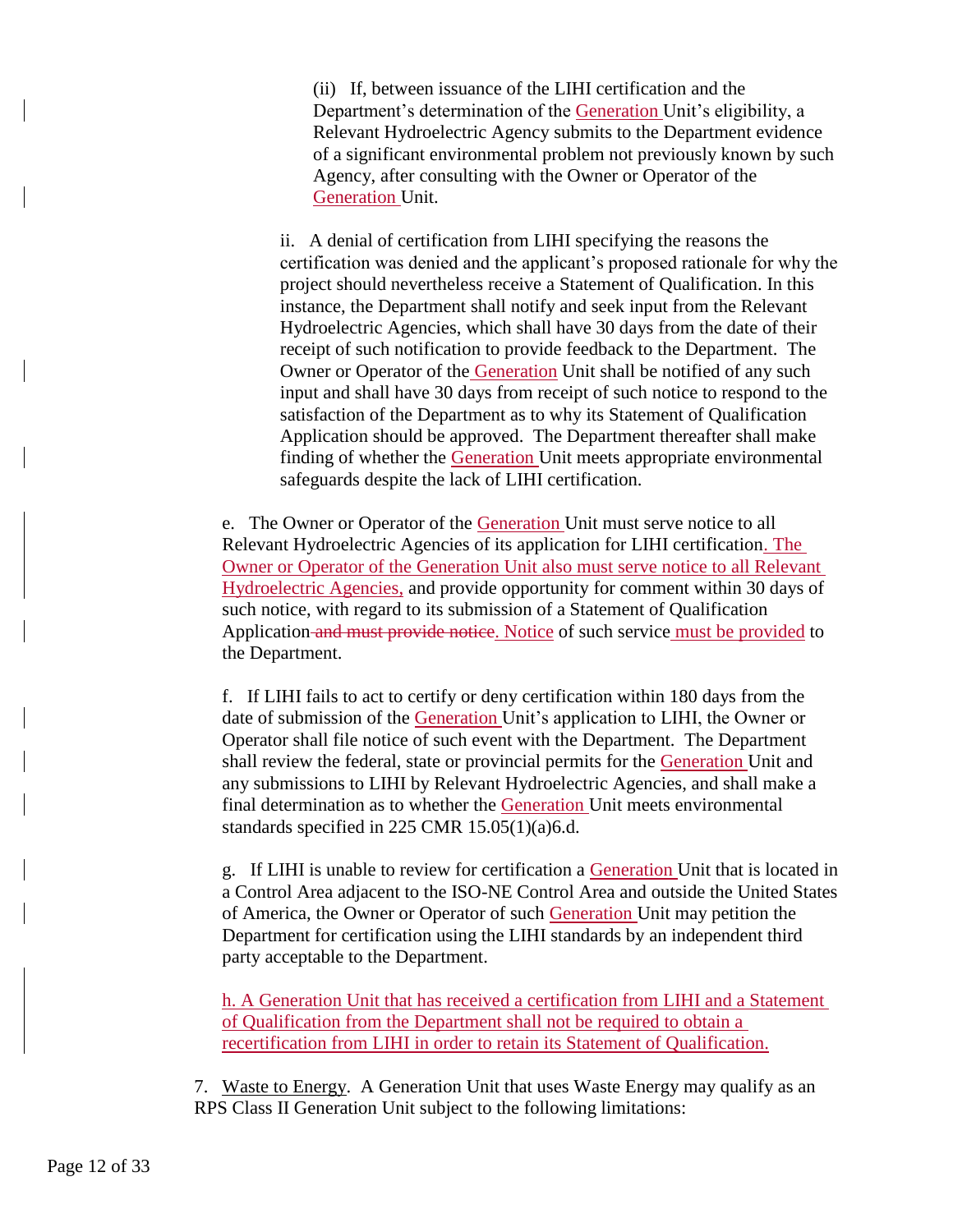(ii) If, between issuance of the LIHI certification and the Department's determination of the Generation Unit's eligibility, a Relevant Hydroelectric Agency submits to the Department evidence of a significant environmental problem not previously known by such Agency, after consulting with the Owner or Operator of the Generation Unit.

ii. A denial of certification from LIHI specifying the reasons the certification was denied and the applicant's proposed rationale for why the project should nevertheless receive a Statement of Qualification. In this instance, the Department shall notify and seek input from the Relevant Hydroelectric Agencies, which shall have 30 days from the date of their receipt of such notification to provide feedback to the Department. The Owner or Operator of the Generation Unit shall be notified of any such input and shall have 30 days from receipt of such notice to respond to the satisfaction of the Department as to why its Statement of Qualification Application should be approved. The Department thereafter shall make finding of whether the Generation Unit meets appropriate environmental safeguards despite the lack of LIHI certification.

e. The Owner or Operator of the Generation Unit must serve notice to all Relevant Hydroelectric Agencies of its application for LIHI certification. The Owner or Operator of the Generation Unit also must serve notice to all Relevant Hydroelectric Agencies, and provide opportunity for comment within 30 days of such notice, with regard to its submission of a Statement of Qualification Application ~~and must provide notice~~. Notice of such service must be provided to the Department.

f. If LIHI fails to act to certify or deny certification within 180 days from the date of submission of the Generation Unit's application to LIHI, the Owner or Operator shall file notice of such event with the Department. The Department shall review the federal, state or provincial permits for the Generation Unit and any submissions to LIHI by Relevant Hydroelectric Agencies, and shall make a final determination as to whether the Generation Unit meets environmental standards specified in 225 CMR 15.05(1)(a)6.d.

g. If LIHI is unable to review for certification a Generation Unit that is located in a Control Area adjacent to the ISO-NE Control Area and outside the United States of America, the Owner or Operator of such Generation Unit may petition the Department for certification using the LIHI standards by an independent third party acceptable to the Department.

h. A Generation Unit that has received a certification from LIHI and a Statement of Qualification from the Department shall not be required to obtain a recertification from LIHI in order to retain its Statement of Qualification.

7. Waste to Energy. A Generation Unit that uses Waste Energy may qualify as an RPS Class II Generation Unit subject to the following limitations: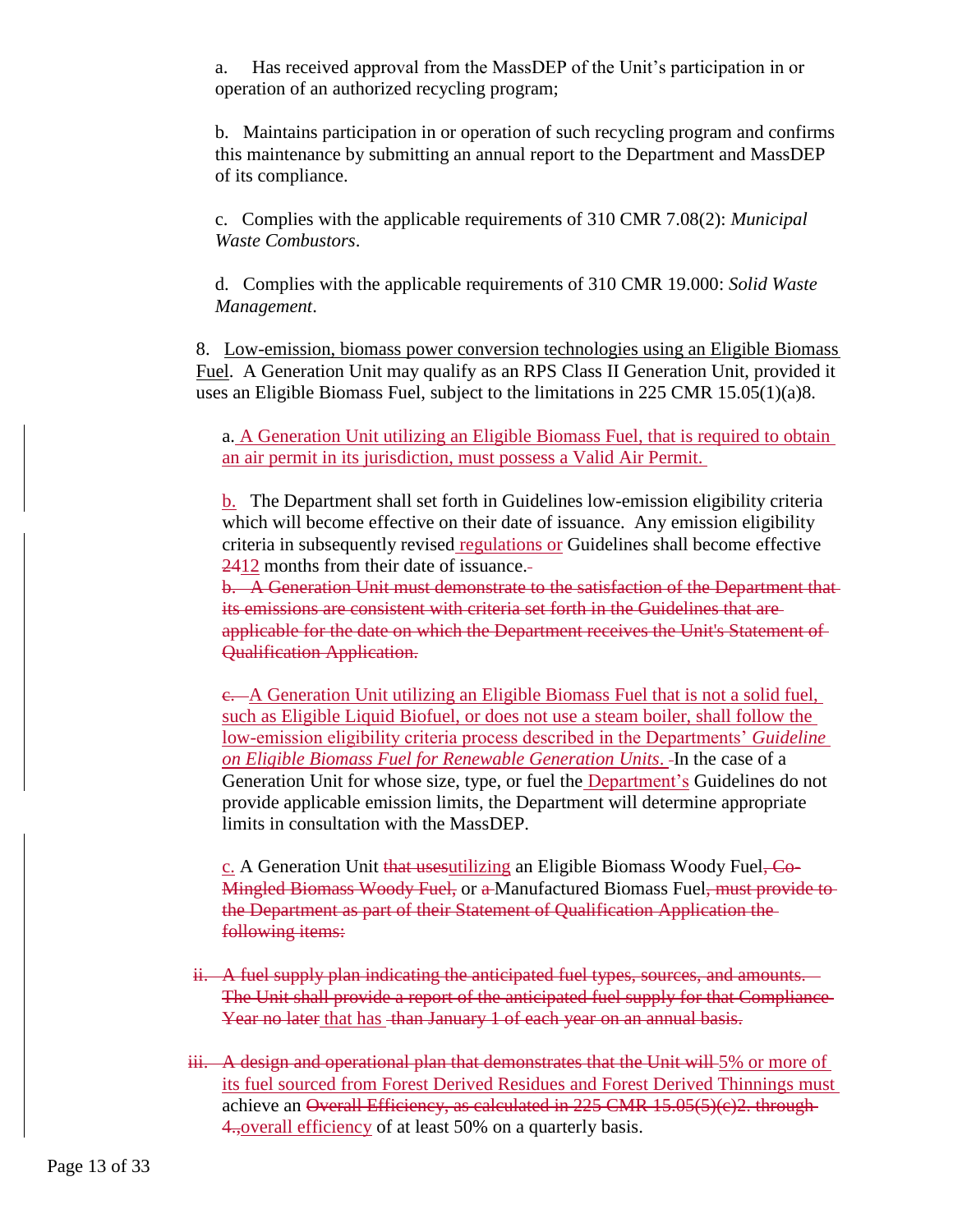a. Has received approval from the MassDEP of the Unit's participation in or operation of an authorized recycling program;

b. Maintains participation in or operation of such recycling program and confirms this maintenance by submitting an annual report to the Department and MassDEP of its compliance.

c. Complies with the applicable requirements of 310 CMR 7.08(2): *Municipal Waste Combustors*.

d. Complies with the applicable requirements of 310 CMR 19.000: *Solid Waste Management*.

8. <u>Low-emission, biomass power conversion technologies using an Eligible Biomass Fuel</u>. A Generation Unit may qualify as an RPS Class II Generation Unit, provided it uses an Eligible Biomass Fuel, subject to the limitations in 225 CMR 15.05(1)(a)8.

a. <u>A Generation Unit utilizing an Eligible Biomass Fuel, that is required to obtain an air permit in its jurisdiction, must possess a Valid Air Permit.</u>

<u>b.</u> The Department shall set forth in Guidelines low-emission eligibility criteria which will become effective on their date of issuance. Any emission eligibility criteria in subsequently revised <u>regulations or</u> Guidelines shall become effective ~~24~~<u>12</u> months from their date of issuance.

~~b. A Generation Unit must demonstrate to the satisfaction of the Department that its emissions are consistent with criteria set forth in the Guidelines that are applicable for the date on which the Department receives the Unit's Statement of Qualification Application.~~

~~c.~~ <u>A Generation Unit utilizing an Eligible Biomass Fuel that is not a solid fuel, such as Eligible Liquid Biofuel, or does not use a steam boiler, shall follow the low-emission eligibility criteria process described in the Departments' *Guideline on Eligible Biomass Fuel for Renewable Generation Units*.</u> In the case of a Generation Unit for whose size, type, or fuel the <u>Department's</u> Guidelines do not provide applicable emission limits, the Department will determine appropriate limits in consultation with the MassDEP.

<u>c.</u> A Generation Unit ~~that uses~~<u>utilizing</u> an Eligible Biomass Woody Fuel~~, Co-Mingled Biomass Woody Fuel,~~ or ~~a~~ Manufactured Biomass Fuel~~, must provide to the Department as part of their Statement of Qualification Application the following items:~~

~~ii. A fuel supply plan indicating the anticipated fuel types, sources, and amounts. The Unit shall provide a report of the anticipated fuel supply for that Compliance Year no later~~ <u>that has</u> ~~than January 1 of each year on an annual basis.~~

~~iii. A design and operational plan that demonstrates that the Unit will~~ <u>5% or more of its fuel sourced from Forest Derived Residues and Forest Derived Thinnings must</u> achieve an ~~Overall Efficiency, as calculated in 225 CMR 15.05(5)(c)2. through 4.,~~<u>overall efficiency</u> of at least 50% on a quarterly basis.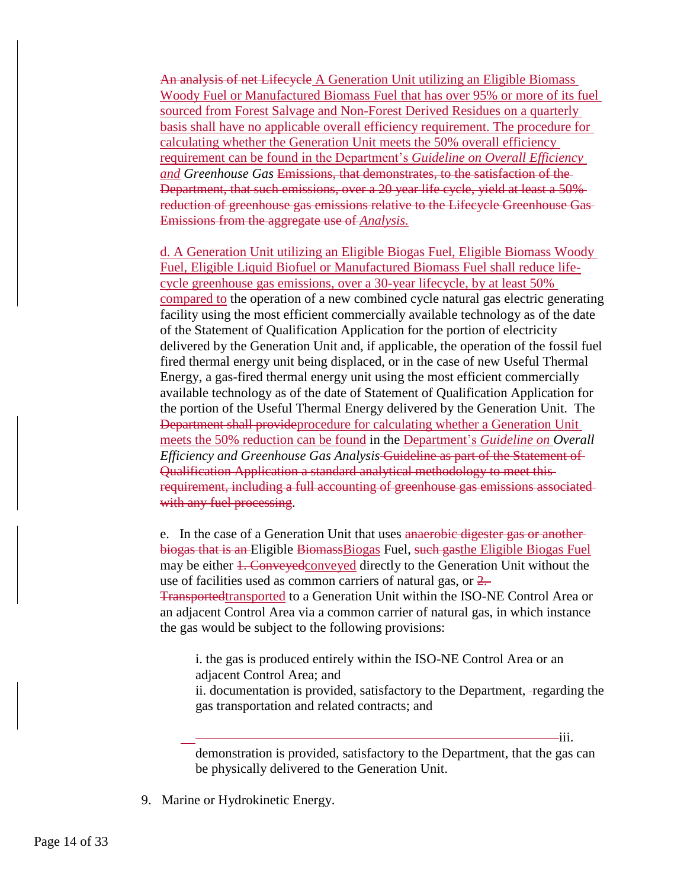~~An analysis of net Lifecycle~~ A Generation Unit utilizing an Eligible Biomass Woody Fuel or Manufactured Biomass Fuel that has over 95% or more of its fuel sourced from Forest Salvage and Non-Forest Derived Residues on a quarterly basis shall have no applicable overall efficiency requirement. The procedure for calculating whether the Generation Unit meets the 50% overall efficiency requirement can be found in the Department's *Guideline on Overall Efficiency and* ***Greenhouse Gas*** ~~Emissions, that demonstrates, to the satisfaction of the Department, that such emissions, over a 20 year life cycle, yield at least a 50% reduction of greenhouse gas emissions relative to the Lifecycle Greenhouse Gas Emissions from the aggregate use of~~ *Analysis.*

d. A Generation Unit utilizing an Eligible Biogas Fuel, Eligible Biomass Woody Fuel, Eligible Liquid Biofuel or Manufactured Biomass Fuel shall reduce life-cycle greenhouse gas emissions, over a 30-year lifecycle, by at least 50% compared to the operation of a new combined cycle natural gas electric generating facility using the most efficient commercially available technology as of the date of the Statement of Qualification Application for the portion of electricity delivered by the Generation Unit and, if applicable, the operation of the fossil fuel fired thermal energy unit being displaced, or in the case of new Useful Thermal Energy, a gas-fired thermal energy unit using the most efficient commercially available technology as of the date of Statement of Qualification Application for the portion of the Useful Thermal Energy delivered by the Generation Unit. The ~~Department shall provide~~procedure for calculating whether a Generation Unit meets the 50% reduction can be found in the Department's *Guideline on Overall Efficiency and Greenhouse Gas Analysis* ~~Guideline as part of the Statement of Qualification Application a standard analytical methodology to meet this requirement, including a full accounting of greenhouse gas emissions associated with any fuel processing~~.

e. In the case of a Generation Unit that uses ~~anaerobic digester gas or another biogas that is an~~ Eligible ~~Biomass~~Biogas Fuel, ~~such gas~~the Eligible Biogas Fuel may be either ~~1. Conveyed~~conveyed directly to the Generation Unit without the use of facilities used as common carriers of natural gas, or ~~2. Transported~~transported to a Generation Unit within the ISO-NE Control Area or an adjacent Control Area via a common carrier of natural gas, in which instance the gas would be subject to the following provisions:

i. the gas is produced entirely within the ISO-NE Control Area or an adjacent Control Area; and

ii. documentation is provided, satisfactory to the Department, regarding the gas transportation and related contracts; and

iii. demonstration is provided, satisfactory to the Department, that the gas can be physically delivered to the Generation Unit.

9. Marine or Hydrokinetic Energy.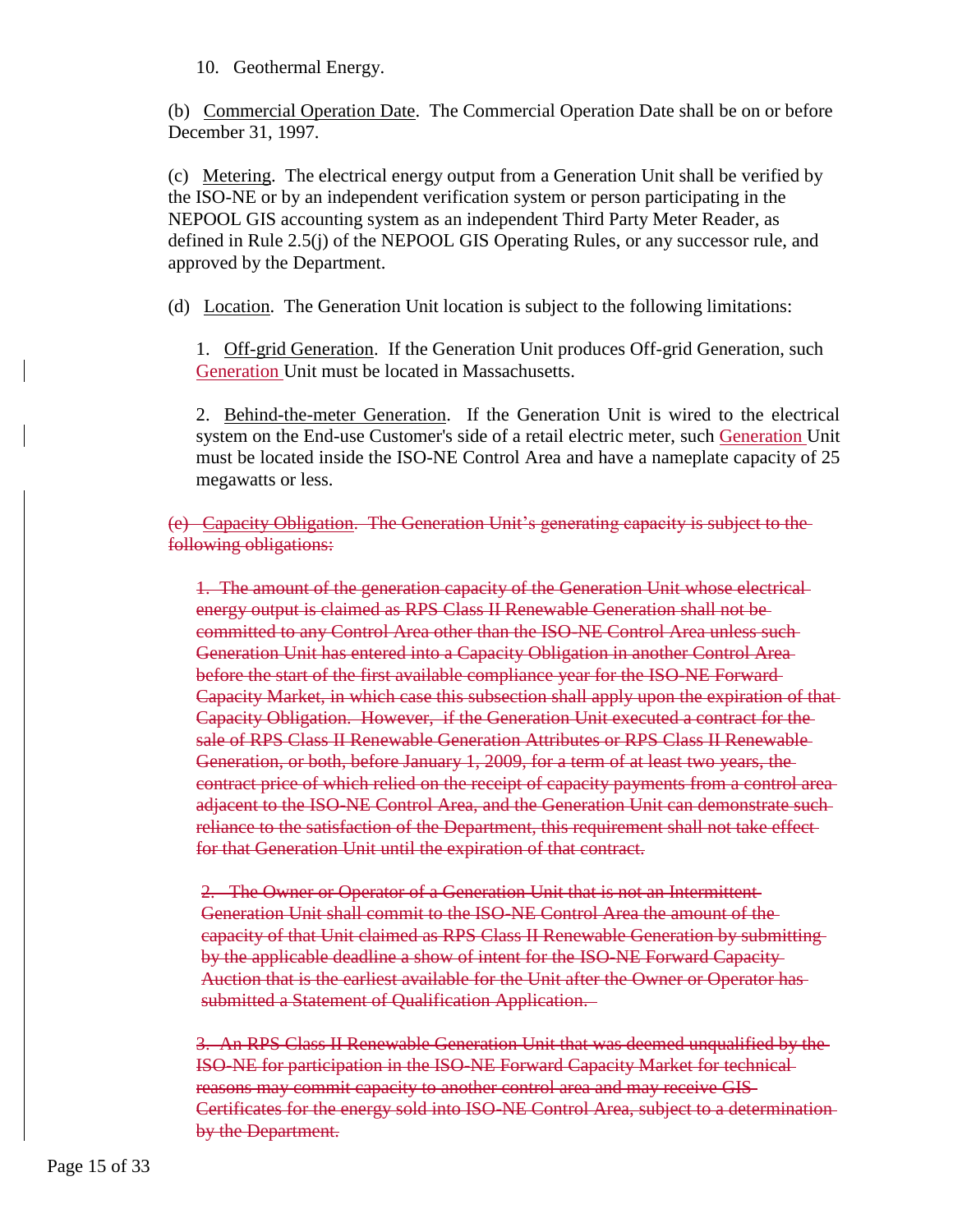10. Geothermal Energy.

(b) Commercial Operation Date. The Commercial Operation Date shall be on or before December 31, 1997.

(c) Metering. The electrical energy output from a Generation Unit shall be verified by the ISO-NE or by an independent verification system or person participating in the NEPOOL GIS accounting system as an independent Third Party Meter Reader, as defined in Rule 2.5(j) of the NEPOOL GIS Operating Rules, or any successor rule, and approved by the Department.

(d) Location. The Generation Unit location is subject to the following limitations:

1. Off-grid Generation. If the Generation Unit produces Off-grid Generation, such Generation Unit must be located in Massachusetts.

2. Behind-the-meter Generation. If the Generation Unit is wired to the electrical system on the End-use Customer's side of a retail electric meter, such Generation Unit must be located inside the ISO-NE Control Area and have a nameplate capacity of 25 megawatts or less.

~~(e) Capacity Obligation. The Generation Unit's generating capacity is subject to the following obligations:~~

~~1. The amount of the generation capacity of the Generation Unit whose electrical energy output is claimed as RPS Class II Renewable Generation shall not be committed to any Control Area other than the ISO-NE Control Area unless such Generation Unit has entered into a Capacity Obligation in another Control Area before the start of the first available compliance year for the ISO-NE Forward Capacity Market, in which case this subsection shall apply upon the expiration of that Capacity Obligation. However, if the Generation Unit executed a contract for the sale of RPS Class II Renewable Generation Attributes or RPS Class II Renewable Generation, or both, before January 1, 2009, for a term of at least two years, the contract price of which relied on the receipt of capacity payments from a control area adjacent to the ISO-NE Control Area, and the Generation Unit can demonstrate such reliance to the satisfaction of the Department, this requirement shall not take effect for that Generation Unit until the expiration of that contract.~~

~~2. The Owner or Operator of a Generation Unit that is not an Intermittent Generation Unit shall commit to the ISO-NE Control Area the amount of the capacity of that Unit claimed as RPS Class II Renewable Generation by submitting by the applicable deadline a show of intent for the ISO-NE Forward Capacity Auction that is the earliest available for the Unit after the Owner or Operator has submitted a Statement of Qualification Application.~~

~~3. An RPS Class II Renewable Generation Unit that was deemed unqualified by the ISO-NE for participation in the ISO-NE Forward Capacity Market for technical reasons may commit capacity to another control area and may receive GIS Certificates for the energy sold into ISO-NE Control Area, subject to a determination by the Department.~~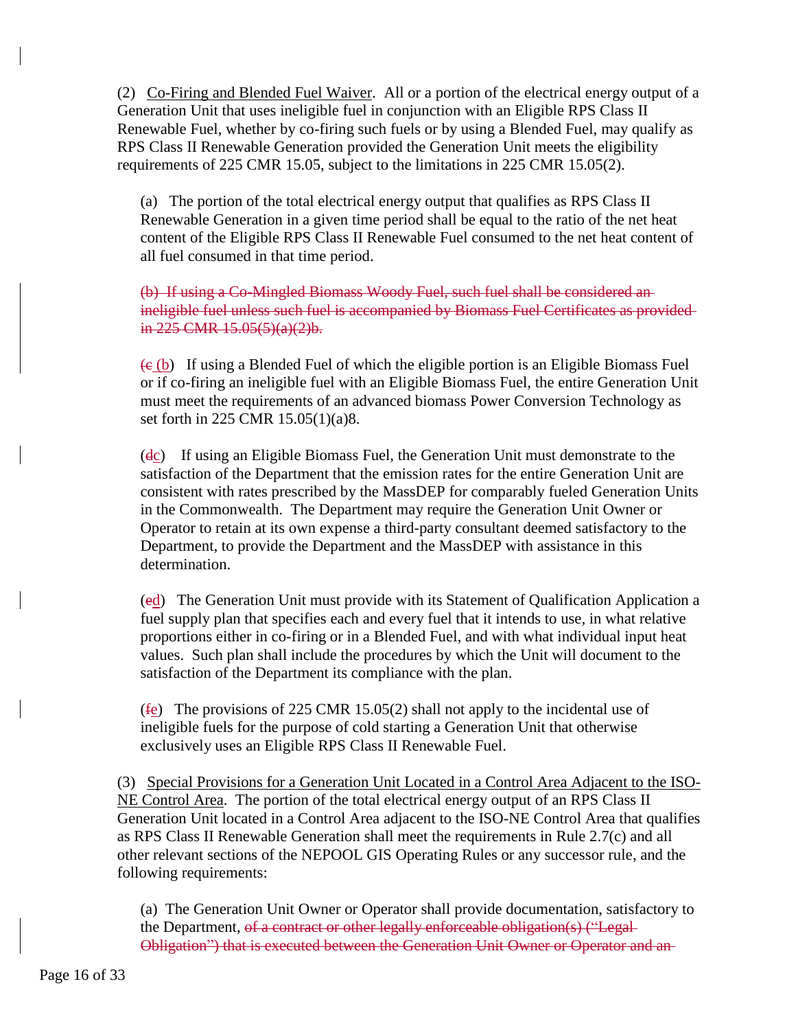(2) <u>Co-Firing and Blended Fuel Waiver</u>. All or a portion of the electrical energy output of a Generation Unit that uses ineligible fuel in conjunction with an Eligible RPS Class II Renewable Fuel, whether by co-firing such fuels or by using a Blended Fuel, may qualify as RPS Class II Renewable Generation provided the Generation Unit meets the eligibility requirements of 225 CMR 15.05, subject to the limitations in 225 CMR 15.05(2).

(a) The portion of the total electrical energy output that qualifies as RPS Class II Renewable Generation in a given time period shall be equal to the ratio of the net heat content of the Eligible RPS Class II Renewable Fuel consumed to the net heat content of all fuel consumed in that time period.

~~(b) If using a Co-Mingled Biomass Woody Fuel, such fuel shall be considered an ineligible fuel unless such fuel is accompanied by Biomass Fuel Certificates as provided in 225 CMR 15.05(5)(a)(2)b.~~

(~~c~~ <u>(b</u>) If using a Blended Fuel of which the eligible portion is an Eligible Biomass Fuel or if co-firing an ineligible fuel with an Eligible Biomass Fuel, the entire Generation Unit must meet the requirements of an advanced biomass Power Conversion Technology as set forth in 225 CMR 15.05(1)(a)8.

(~~d~~<u>c</u>) If using an Eligible Biomass Fuel, the Generation Unit must demonstrate to the satisfaction of the Department that the emission rates for the entire Generation Unit are consistent with rates prescribed by the MassDEP for comparably fueled Generation Units in the Commonwealth. The Department may require the Generation Unit Owner or Operator to retain at its own expense a third-party consultant deemed satisfactory to the Department, to provide the Department and the MassDEP with assistance in this determination.

(~~e~~<u>d</u>) The Generation Unit must provide with its Statement of Qualification Application a fuel supply plan that specifies each and every fuel that it intends to use, in what relative proportions either in co-firing or in a Blended Fuel, and with what individual input heat values. Such plan shall include the procedures by which the Unit will document to the satisfaction of the Department its compliance with the plan.

(~~f~~<u>e</u>) The provisions of 225 CMR 15.05(2) shall not apply to the incidental use of ineligible fuels for the purpose of cold starting a Generation Unit that otherwise exclusively uses an Eligible RPS Class II Renewable Fuel.

(3) <u>Special Provisions for a Generation Unit Located in a Control Area Adjacent to the ISO-NE Control Area</u>. The portion of the total electrical energy output of an RPS Class II Generation Unit located in a Control Area adjacent to the ISO-NE Control Area that qualifies as RPS Class II Renewable Generation shall meet the requirements in Rule 2.7(c) and all other relevant sections of the NEPOOL GIS Operating Rules or any successor rule, and the following requirements:

(a) The Generation Unit Owner or Operator shall provide documentation, satisfactory to the Department, ~~of a contract or other legally enforceable obligation(s) ("Legal Obligation") that is executed between the Generation Unit Owner or Operator and an~~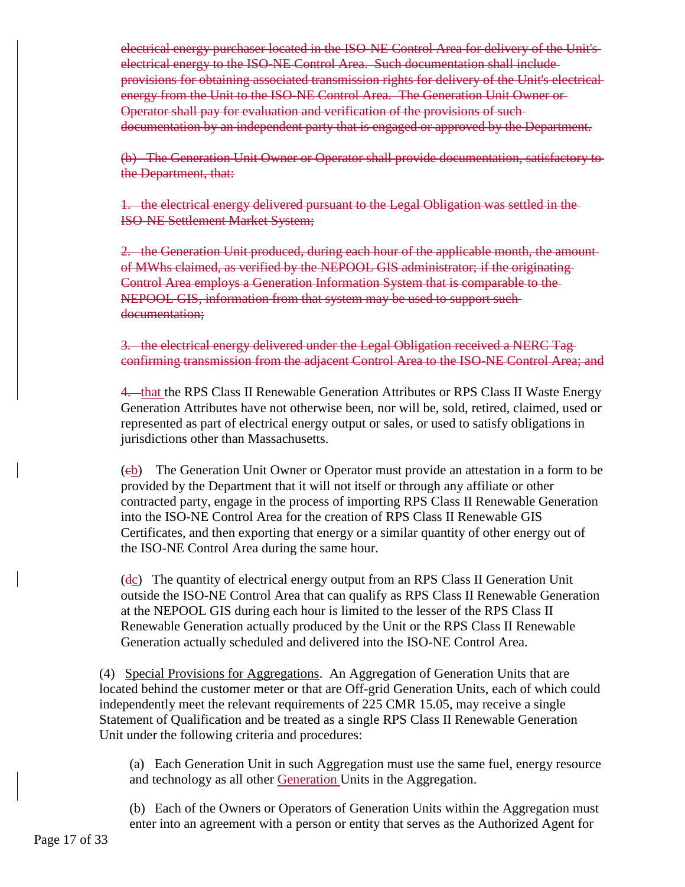~~electrical energy purchaser located in the ISO-NE Control Area for delivery of the Unit's electrical energy to the ISO-NE Control Area. Such documentation shall include provisions for obtaining associated transmission rights for delivery of the Unit's electrical energy from the Unit to the ISO-NE Control Area. The Generation Unit Owner or Operator shall pay for evaluation and verification of the provisions of such documentation by an independent party that is engaged or approved by the Department.~~

~~(b) The Generation Unit Owner or Operator shall provide documentation, satisfactory to the Department, that:~~

~~1. the electrical energy delivered pursuant to the Legal Obligation was settled in the ISO-NE Settlement Market System;~~

~~2. the Generation Unit produced, during each hour of the applicable month, the amount of MWhs claimed, as verified by the NEPOOL GIS administrator; if the originating Control Area employs a Generation Information System that is comparable to the NEPOOL GIS, information from that system may be used to support such documentation;~~

~~3. the electrical energy delivered under the Legal Obligation received a NERC Tag confirming transmission from the adjacent Control Area to the ISO-NE Control Area; and~~

~~4.~~ that the RPS Class II Renewable Generation Attributes or RPS Class II Waste Energy Generation Attributes have not otherwise been, nor will be, sold, retired, claimed, used or represented as part of electrical energy output or sales, or used to satisfy obligations in jurisdictions other than Massachusetts.

(~~c~~b) The Generation Unit Owner or Operator must provide an attestation in a form to be provided by the Department that it will not itself or through any affiliate or other contracted party, engage in the process of importing RPS Class II Renewable Generation into the ISO-NE Control Area for the creation of RPS Class II Renewable GIS Certificates, and then exporting that energy or a similar quantity of other energy out of the ISO-NE Control Area during the same hour.

(~~d~~c) The quantity of electrical energy output from an RPS Class II Generation Unit outside the ISO-NE Control Area that can qualify as RPS Class II Renewable Generation at the NEPOOL GIS during each hour is limited to the lesser of the RPS Class II Renewable Generation actually produced by the Unit or the RPS Class II Renewable Generation actually scheduled and delivered into the ISO-NE Control Area.

(4) Special Provisions for Aggregations. An Aggregation of Generation Units that are located behind the customer meter or that are Off-grid Generation Units, each of which could independently meet the relevant requirements of 225 CMR 15.05, may receive a single Statement of Qualification and be treated as a single RPS Class II Renewable Generation Unit under the following criteria and procedures:

(a) Each Generation Unit in such Aggregation must use the same fuel, energy resource and technology as all other Generation Units in the Aggregation.

(b) Each of the Owners or Operators of Generation Units within the Aggregation must enter into an agreement with a person or entity that serves as the Authorized Agent for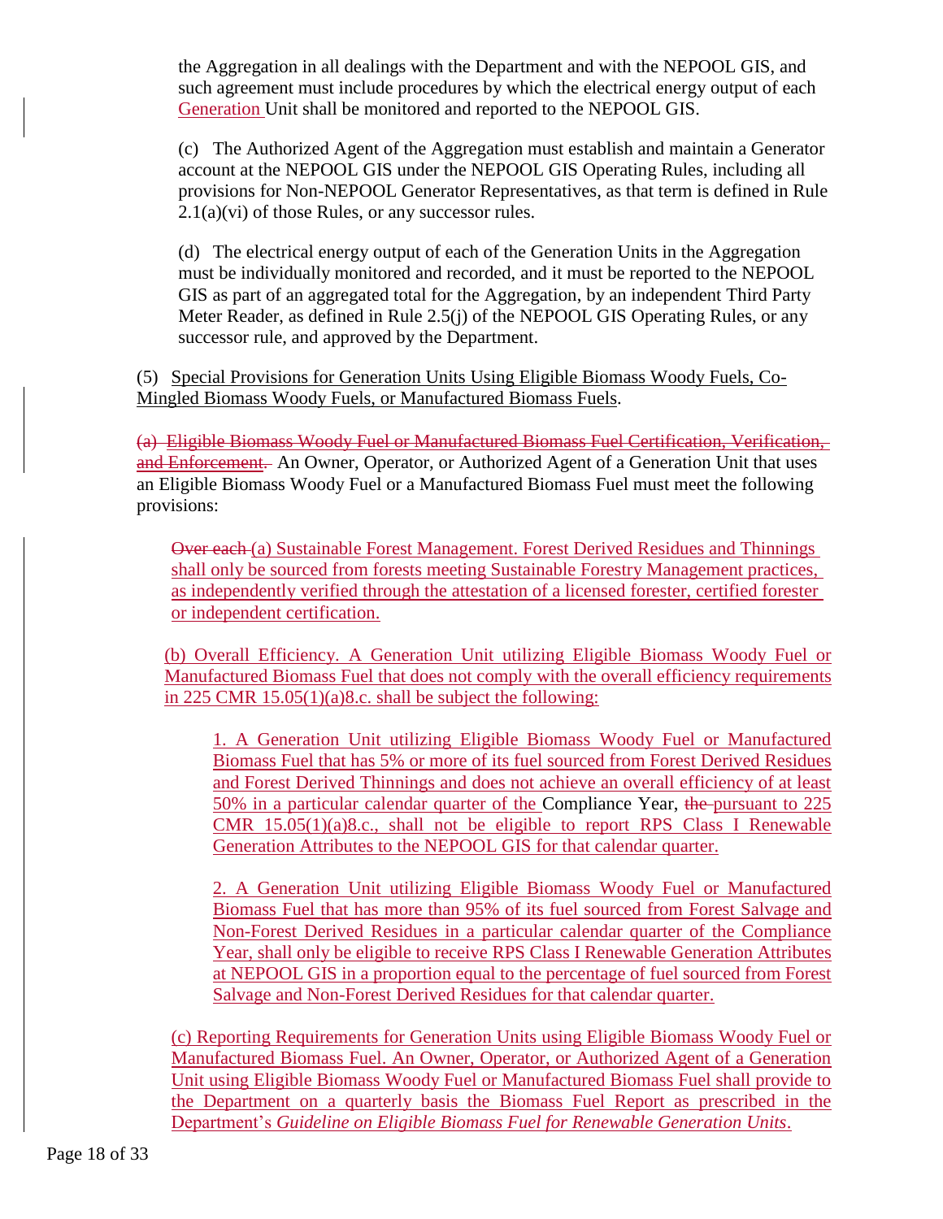the Aggregation in all dealings with the Department and with the NEPOOL GIS, and such agreement must include procedures by which the electrical energy output of each Generation Unit shall be monitored and reported to the NEPOOL GIS.

(c) The Authorized Agent of the Aggregation must establish and maintain a Generator account at the NEPOOL GIS under the NEPOOL GIS Operating Rules, including all provisions for Non-NEPOOL Generator Representatives, as that term is defined in Rule 2.1(a)(vi) of those Rules, or any successor rules.

(d) The electrical energy output of each of the Generation Units in the Aggregation must be individually monitored and recorded, and it must be reported to the NEPOOL GIS as part of an aggregated total for the Aggregation, by an independent Third Party Meter Reader, as defined in Rule 2.5(j) of the NEPOOL GIS Operating Rules, or any successor rule, and approved by the Department.

(5) Special Provisions for Generation Units Using Eligible Biomass Woody Fuels, Co-Mingled Biomass Woody Fuels, or Manufactured Biomass Fuels.

~~(a) Eligible Biomass Woody Fuel or Manufactured Biomass Fuel Certification, Verification, and Enforcement.~~ An Owner, Operator, or Authorized Agent of a Generation Unit that uses an Eligible Biomass Woody Fuel or a Manufactured Biomass Fuel must meet the following provisions:

~~Over each~~ (a) Sustainable Forest Management. Forest Derived Residues and Thinnings shall only be sourced from forests meeting Sustainable Forestry Management practices, as independently verified through the attestation of a licensed forester, certified forester or independent certification.

(b) Overall Efficiency. A Generation Unit utilizing Eligible Biomass Woody Fuel or Manufactured Biomass Fuel that does not comply with the overall efficiency requirements in 225 CMR 15.05(1)(a)8.c. shall be subject the following:

1. A Generation Unit utilizing Eligible Biomass Woody Fuel or Manufactured Biomass Fuel that has 5% or more of its fuel sourced from Forest Derived Residues and Forest Derived Thinnings and does not achieve an overall efficiency of at least 50% in a particular calendar quarter of the Compliance Year, ~~the~~ pursuant to 225 CMR 15.05(1)(a)8.c., shall not be eligible to report RPS Class I Renewable Generation Attributes to the NEPOOL GIS for that calendar quarter.

2. A Generation Unit utilizing Eligible Biomass Woody Fuel or Manufactured Biomass Fuel that has more than 95% of its fuel sourced from Forest Salvage and Non-Forest Derived Residues in a particular calendar quarter of the Compliance Year, shall only be eligible to receive RPS Class I Renewable Generation Attributes at NEPOOL GIS in a proportion equal to the percentage of fuel sourced from Forest Salvage and Non-Forest Derived Residues for that calendar quarter.

(c) Reporting Requirements for Generation Units using Eligible Biomass Woody Fuel or Manufactured Biomass Fuel. An Owner, Operator, or Authorized Agent of a Generation Unit using Eligible Biomass Woody Fuel or Manufactured Biomass Fuel shall provide to the Department on a quarterly basis the Biomass Fuel Report as prescribed in the Department's *Guideline on Eligible Biomass Fuel for Renewable Generation Units*.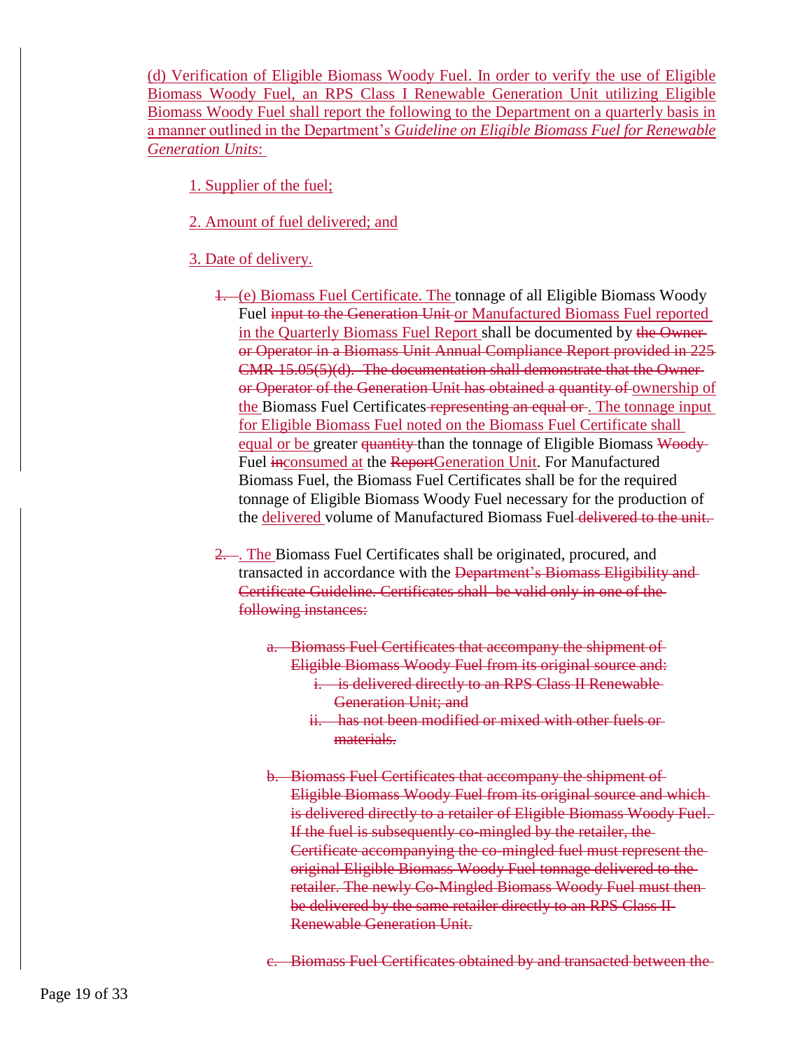(d) Verification of Eligible Biomass Woody Fuel. In order to verify the use of Eligible Biomass Woody Fuel, an RPS Class I Renewable Generation Unit utilizing Eligible Biomass Woody Fuel shall report the following to the Department on a quarterly basis in a manner outlined in the Department's *Guideline on Eligible Biomass Fuel for Renewable Generation Units*:

1. Supplier of the fuel;

2. Amount of fuel delivered; and

3. Date of delivery.

~~1.~~ (e) Biomass Fuel Certificate. The tonnage of all Eligible Biomass Woody Fuel ~~input to the Generation Unit~~ or Manufactured Biomass Fuel reported in the Quarterly Biomass Fuel Report shall be documented by ~~the Owner or Operator in a Biomass Unit Annual Compliance Report provided in 225 CMR 15.05(5)(d). The documentation shall demonstrate that the Owner or Operator of the Generation Unit has obtained a quantity of~~ ownership of the Biomass Fuel Certificates ~~representing an equal or~~. The tonnage input for Eligible Biomass Fuel noted on the Biomass Fuel Certificate shall equal or be greater ~~quantity~~ than the tonnage of Eligible Biomass ~~Woody~~ Fuel ~~in~~consumed at the ~~Report~~Generation Unit. For Manufactured Biomass Fuel, the Biomass Fuel Certificates shall be for the required tonnage of Eligible Biomass Woody Fuel necessary for the production of the delivered volume of Manufactured Biomass Fuel ~~delivered to the unit.~~

~~2.~~ . The Biomass Fuel Certificates shall be originated, procured, and transacted in accordance with the ~~Department's Biomass Eligibility and Certificate Guideline. Certificates shall be valid only in one of the following instances:~~

~~a. Biomass Fuel Certificates that accompany the shipment of Eligible Biomass Woody Fuel from its original source and:~~

~~i. is delivered directly to an RPS Class II Renewable Generation Unit; and~~

~~ii. has not been modified or mixed with other fuels or materials.~~

~~b. Biomass Fuel Certificates that accompany the shipment of Eligible Biomass Woody Fuel from its original source and which is delivered directly to a retailer of Eligible Biomass Woody Fuel. If the fuel is subsequently co-mingled by the retailer, the Certificate accompanying the co-mingled fuel must represent the original Eligible Biomass Woody Fuel tonnage delivered to the retailer. The newly Co-Mingled Biomass Woody Fuel must then be delivered by the same retailer directly to an RPS Class II Renewable Generation Unit.~~

~~c. Biomass Fuel Certificates obtained by and transacted between the~~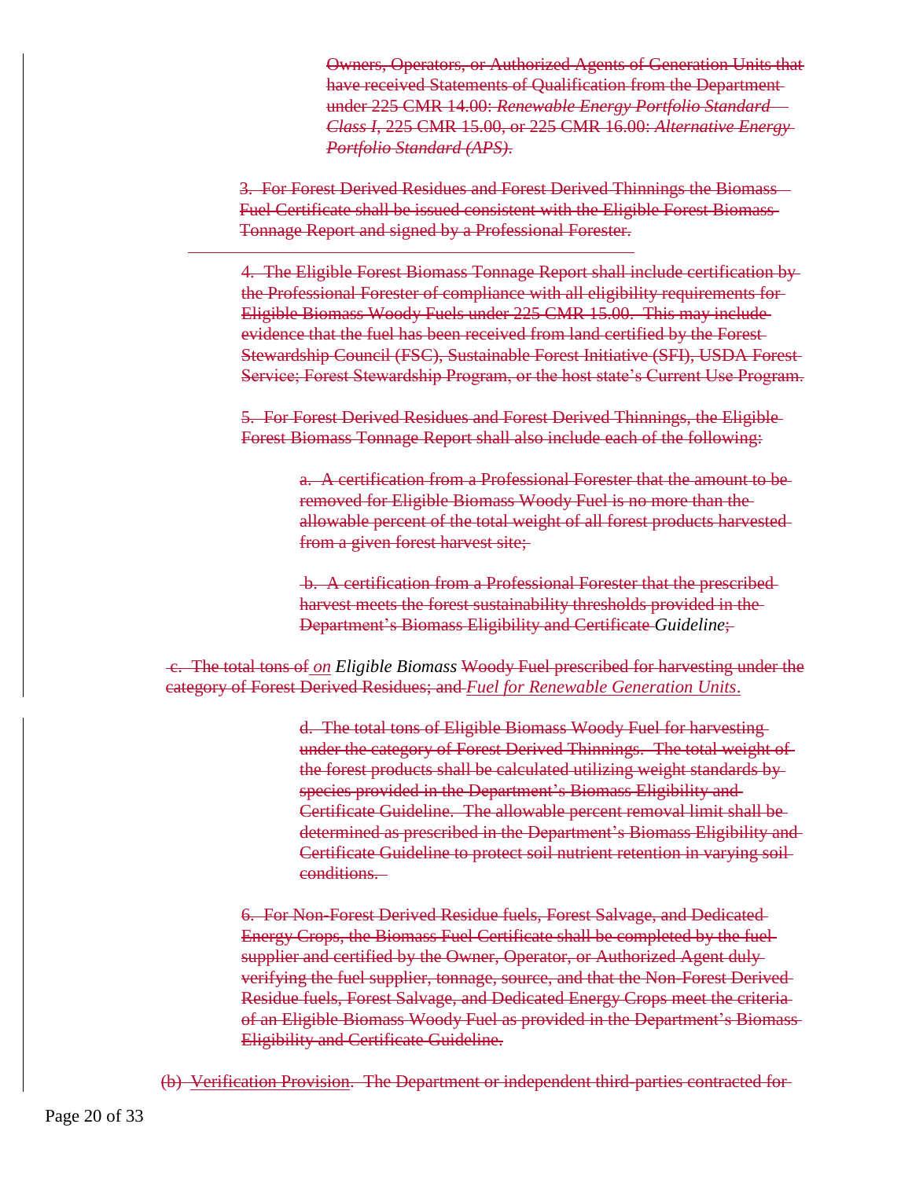Owners, Operators, or Authorized Agents of Generation Units that have received Statements of Qualification from the Department under 225 CMR 14.00: *Renewable Energy Portfolio Standard – Class I*, 225 CMR 15.00, or 225 CMR 16.00: *Alternative Energy Portfolio Standard (APS)*.

3. For Forest Derived Residues and Forest Derived Thinnings the Biomass Fuel Certificate shall be issued consistent with the Eligible Forest Biomass Tonnage Report and signed by a Professional Forester.

4. The Eligible Forest Biomass Tonnage Report shall include certification by the Professional Forester of compliance with all eligibility requirements for Eligible Biomass Woody Fuels under 225 CMR 15.00. This may include evidence that the fuel has been received from land certified by the Forest Stewardship Council (FSC), Sustainable Forest Initiative (SFI), USDA Forest Service; Forest Stewardship Program, or the host state's Current Use Program.

5. For Forest Derived Residues and Forest Derived Thinnings, the Eligible Forest Biomass Tonnage Report shall also include each of the following:

a. A certification from a Professional Forester that the amount to be removed for Eligible Biomass Woody Fuel is no more than the allowable percent of the total weight of all forest products harvested from a given forest harvest site;

b. A certification from a Professional Forester that the prescribed harvest meets the forest sustainability thresholds provided in the Department's Biomass Eligibility and Certificate *Guideline*;

c. The total tons of *on* *Eligible Biomass* Woody Fuel prescribed for harvesting under the category of Forest Derived Residues; and *Fuel for Renewable Generation Units*.

d. The total tons of Eligible Biomass Woody Fuel for harvesting under the category of Forest Derived Thinnings. The total weight of the forest products shall be calculated utilizing weight standards by species provided in the Department's Biomass Eligibility and Certificate Guideline. The allowable percent removal limit shall be determined as prescribed in the Department's Biomass Eligibility and Certificate Guideline to protect soil nutrient retention in varying soil conditions.

6. For Non-Forest Derived Residue fuels, Forest Salvage, and Dedicated Energy Crops, the Biomass Fuel Certificate shall be completed by the fuel supplier and certified by the Owner, Operator, or Authorized Agent duly verifying the fuel supplier, tonnage, source, and that the Non-Forest Derived Residue fuels, Forest Salvage, and Dedicated Energy Crops meet the criteria of an Eligible Biomass Woody Fuel as provided in the Department's Biomass Eligibility and Certificate Guideline.

(b) Verification Provision. The Department or independent third-parties contracted for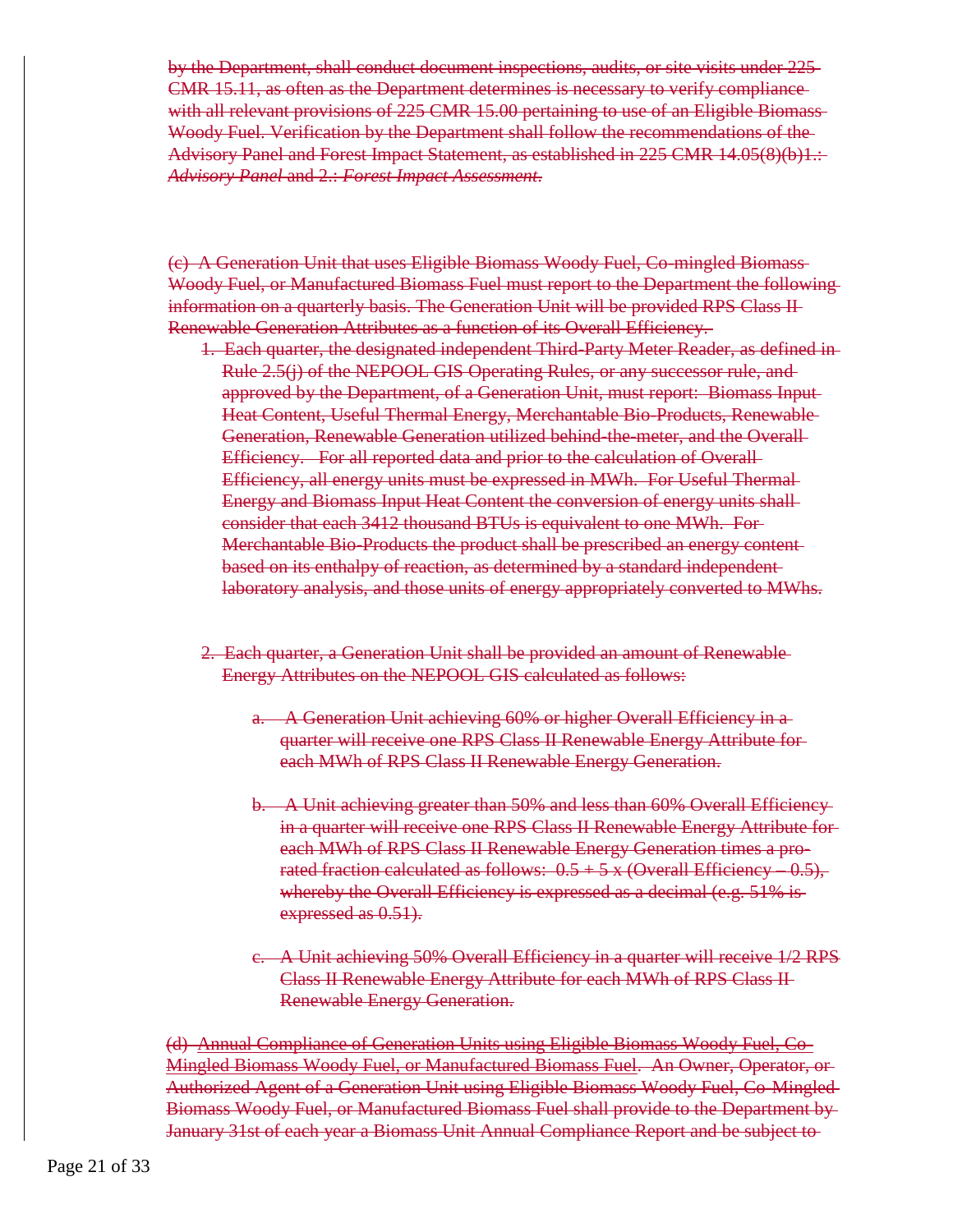~~by the Department, shall conduct document inspections, audits, or site visits under 225 CMR 15.11, as often as the Department determines is necessary to verify compliance with all relevant provisions of 225 CMR 15.00 pertaining to use of an Eligible Biomass Woody Fuel. Verification by the Department shall follow the recommendations of the Advisory Panel and Forest Impact Statement, as established in 225 CMR 14.05(8)(b)1.: *Advisory Panel* and 2.: *Forest Impact Assessment*.~~

~~(c) A Generation Unit that uses Eligible Biomass Woody Fuel, Co-mingled Biomass Woody Fuel, or Manufactured Biomass Fuel must report to the Department the following information on a quarterly basis. The Generation Unit will be provided RPS Class II Renewable Generation Attributes as a function of its Overall Efficiency.~~

1. ~~Each quarter, the designated independent Third-Party Meter Reader, as defined in Rule 2.5(j) of the NEPOOL GIS Operating Rules, or any successor rule, and approved by the Department, of a Generation Unit, must report: Biomass Input Heat Content, Useful Thermal Energy, Merchantable Bio-Products, Renewable Generation, Renewable Generation utilized behind-the-meter, and the Overall Efficiency. For all reported data and prior to the calculation of Overall Efficiency, all energy units must be expressed in MWh. For Useful Thermal Energy and Biomass Input Heat Content the conversion of energy units shall consider that each 3412 thousand BTUs is equivalent to one MWh. For Merchantable Bio-Products the product shall be prescribed an energy content based on its enthalpy of reaction, as determined by a standard independent laboratory analysis, and those units of energy appropriately converted to MWhs.~~

2. ~~Each quarter, a Generation Unit shall be provided an amount of Renewable Energy Attributes on the NEPOOL GIS calculated as follows:~~

   a. ~~A Generation Unit achieving 60% or higher Overall Efficiency in a quarter will receive one RPS Class II Renewable Energy Attribute for each MWh of RPS Class II Renewable Energy Generation.~~

   b. ~~A Unit achieving greater than 50% and less than 60% Overall Efficiency in a quarter will receive one RPS Class II Renewable Energy Attribute for each MWh of RPS Class II Renewable Energy Generation times a pro-rated fraction calculated as follows: 0.5 + 5 x (Overall Efficiency – 0.5), whereby the Overall Efficiency is expressed as a decimal (e.g. 51% is expressed as 0.51).~~

   c. ~~A Unit achieving 50% Overall Efficiency in a quarter will receive 1/2 RPS Class II Renewable Energy Attribute for each MWh of RPS Class II Renewable Energy Generation.~~

~~(d) Annual Compliance of Generation Units using Eligible Biomass Woody Fuel, Co-Mingled Biomass Woody Fuel, or Manufactured Biomass Fuel. An Owner, Operator, or Authorized Agent of a Generation Unit using Eligible Biomass Woody Fuel, Co-Mingled Biomass Woody Fuel, or Manufactured Biomass Fuel shall provide to the Department by January 31st of each year a Biomass Unit Annual Compliance Report and be subject to~~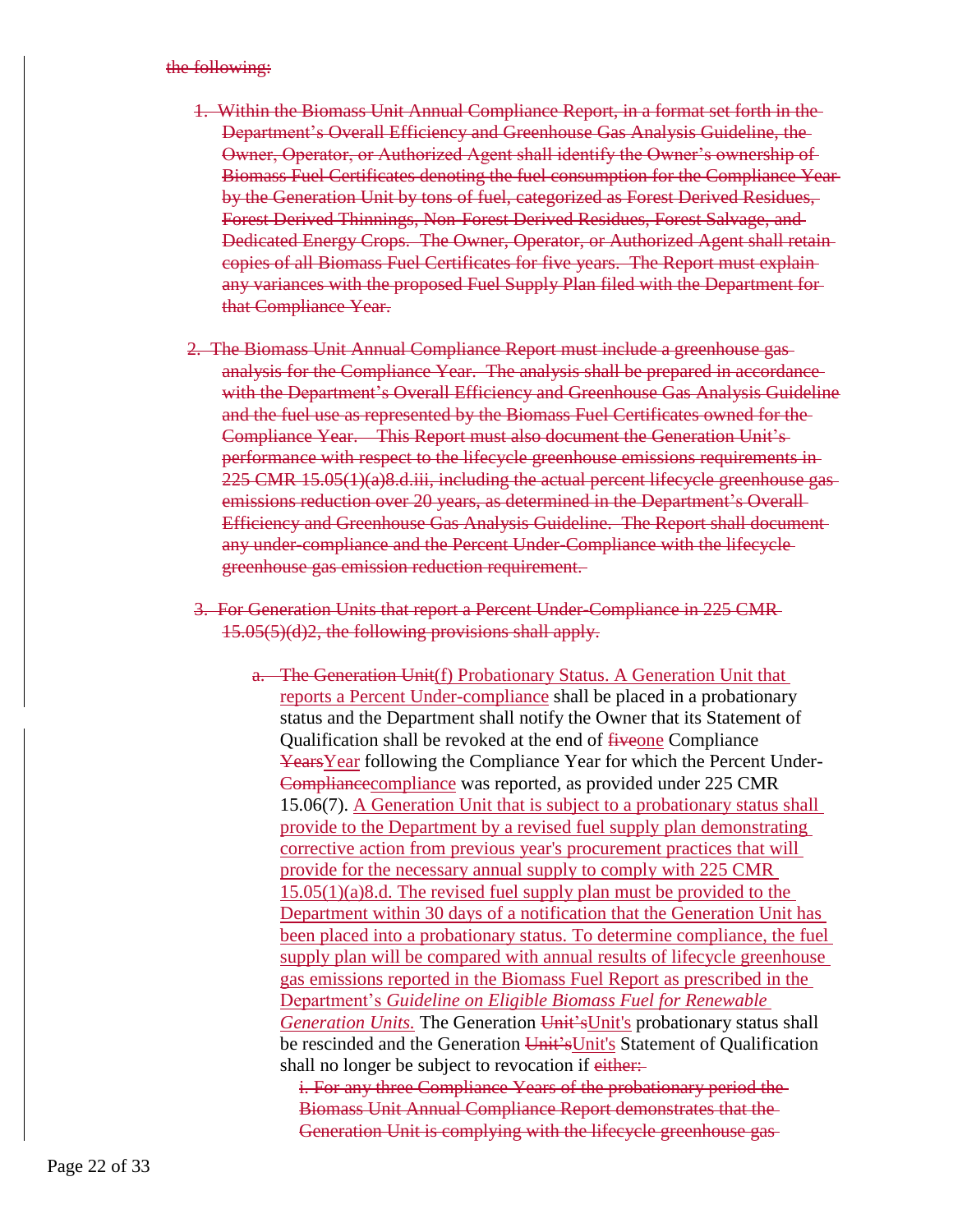~~the following:~~

~~1. Within the Biomass Unit Annual Compliance Report, in a format set forth in the Department's Overall Efficiency and Greenhouse Gas Analysis Guideline, the Owner, Operator, or Authorized Agent shall identify the Owner's ownership of Biomass Fuel Certificates denoting the fuel consumption for the Compliance Year by the Generation Unit by tons of fuel, categorized as Forest Derived Residues, Forest Derived Thinnings, Non-Forest Derived Residues, Forest Salvage, and Dedicated Energy Crops. The Owner, Operator, or Authorized Agent shall retain copies of all Biomass Fuel Certificates for five years. The Report must explain any variances with the proposed Fuel Supply Plan filed with the Department for that Compliance Year.~~

~~2. The Biomass Unit Annual Compliance Report must include a greenhouse gas analysis for the Compliance Year. The analysis shall be prepared in accordance with the Department's Overall Efficiency and Greenhouse Gas Analysis Guideline and the fuel use as represented by the Biomass Fuel Certificates owned for the Compliance Year. This Report must also document the Generation Unit's performance with respect to the lifecycle greenhouse emissions requirements in 225 CMR 15.05(1)(a)8.d.iii, including the actual percent lifecycle greenhouse gas emissions reduction over 20 years, as determined in the Department's Overall Efficiency and Greenhouse Gas Analysis Guideline. The Report shall document any under-compliance and the Percent Under-Compliance with the lifecycle greenhouse gas emission reduction requirement.~~

~~3. For Generation Units that report a Percent Under-Compliance in 225 CMR 15.05(5)(d)2, the following provisions shall apply.~~

~~a. The Generation Unit~~(f) Probationary Status. A Generation Unit that reports a Percent Under-compliance shall be placed in a probationary status and the Department shall notify the Owner that its Statement of Qualification shall be revoked at the end of ~~five~~one Compliance ~~Years~~Year following the Compliance Year for which the Percent Under-~~Compliance~~compliance was reported, as provided under 225 CMR 15.06(7). A Generation Unit that is subject to a probationary status shall provide to the Department by a revised fuel supply plan demonstrating corrective action from previous year's procurement practices that will provide for the necessary annual supply to comply with 225 CMR 15.05(1)(a)8.d. The revised fuel supply plan must be provided to the Department within 30 days of a notification that the Generation Unit has been placed into a probationary status. To determine compliance, the fuel supply plan will be compared with annual results of lifecycle greenhouse gas emissions reported in the Biomass Fuel Report as prescribed in the Department's *Guideline on Eligible Biomass Fuel for Renewable Generation Units.* The Generation ~~Unit's~~Unit's probationary status shall be rescinded and the Generation ~~Unit's~~Unit's Statement of Qualification shall no longer be subject to revocation if ~~either:~~

~~i. For any three Compliance Years of the probationary period the Biomass Unit Annual Compliance Report demonstrates that the Generation Unit is complying with the lifecycle greenhouse gas~~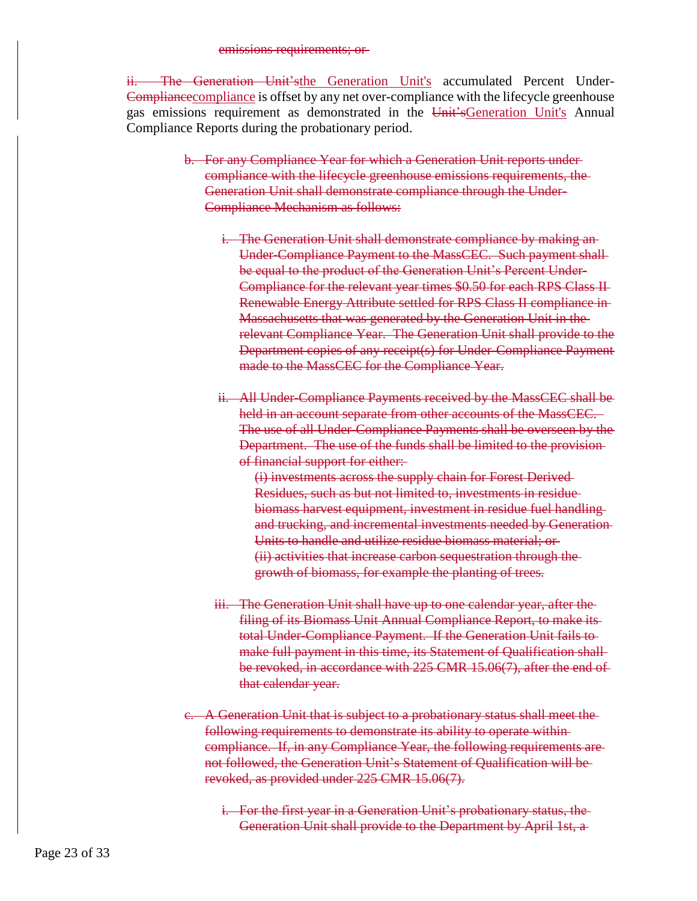~~emissions requirements; or~~

~~ii. The Generation Unit's~~<u>the Generation Unit's</u> accumulated Percent Under-~~Compliance~~<u>compliance</u> is offset by any net over-compliance with the lifecycle greenhouse gas emissions requirement as demonstrated in the ~~Unit's~~<u>Generation Unit's</u> Annual Compliance Reports during the probationary period.

~~b. For any Compliance Year for which a Generation Unit reports under compliance with the lifecycle greenhouse emissions requirements, the Generation Unit shall demonstrate compliance through the Under-Compliance Mechanism as follows:~~

~~i. The Generation Unit shall demonstrate compliance by making an Under-Compliance Payment to the MassCEC. Such payment shall be equal to the product of the Generation Unit's Percent Under-Compliance for the relevant year times $0.50 for each RPS Class II Renewable Energy Attribute settled for RPS Class II compliance in Massachusetts that was generated by the Generation Unit in the relevant Compliance Year. The Generation Unit shall provide to the Department copies of any receipt(s) for Under-Compliance Payment made to the MassCEC for the Compliance Year.~~

~~ii. All Under-Compliance Payments received by the MassCEC shall be held in an account separate from other accounts of the MassCEC. The use of all Under-Compliance Payments shall be overseen by the Department. The use of the funds shall be limited to the provision of financial support for either:~~
~~(i) investments across the supply chain for Forest Derived Residues, such as but not limited to, investments in residue biomass harvest equipment, investment in residue fuel handling and trucking, and incremental investments needed by Generation Units to handle and utilize residue biomass material; or~~
~~(ii) activities that increase carbon sequestration through the growth of biomass, for example the planting of trees.~~

~~iii. The Generation Unit shall have up to one calendar year, after the filing of its Biomass Unit Annual Compliance Report, to make its total Under-Compliance Payment. If the Generation Unit fails to make full payment in this time, its Statement of Qualification shall be revoked, in accordance with 225 CMR 15.06(7), after the end of that calendar year.~~

~~c. A Generation Unit that is subject to a probationary status shall meet the following requirements to demonstrate its ability to operate within compliance. If, in any Compliance Year, the following requirements are not followed, the Generation Unit's Statement of Qualification will be revoked, as provided under 225 CMR 15.06(7).~~

~~i. For the first year in a Generation Unit's probationary status, the Generation Unit shall provide to the Department by April 1st, a~~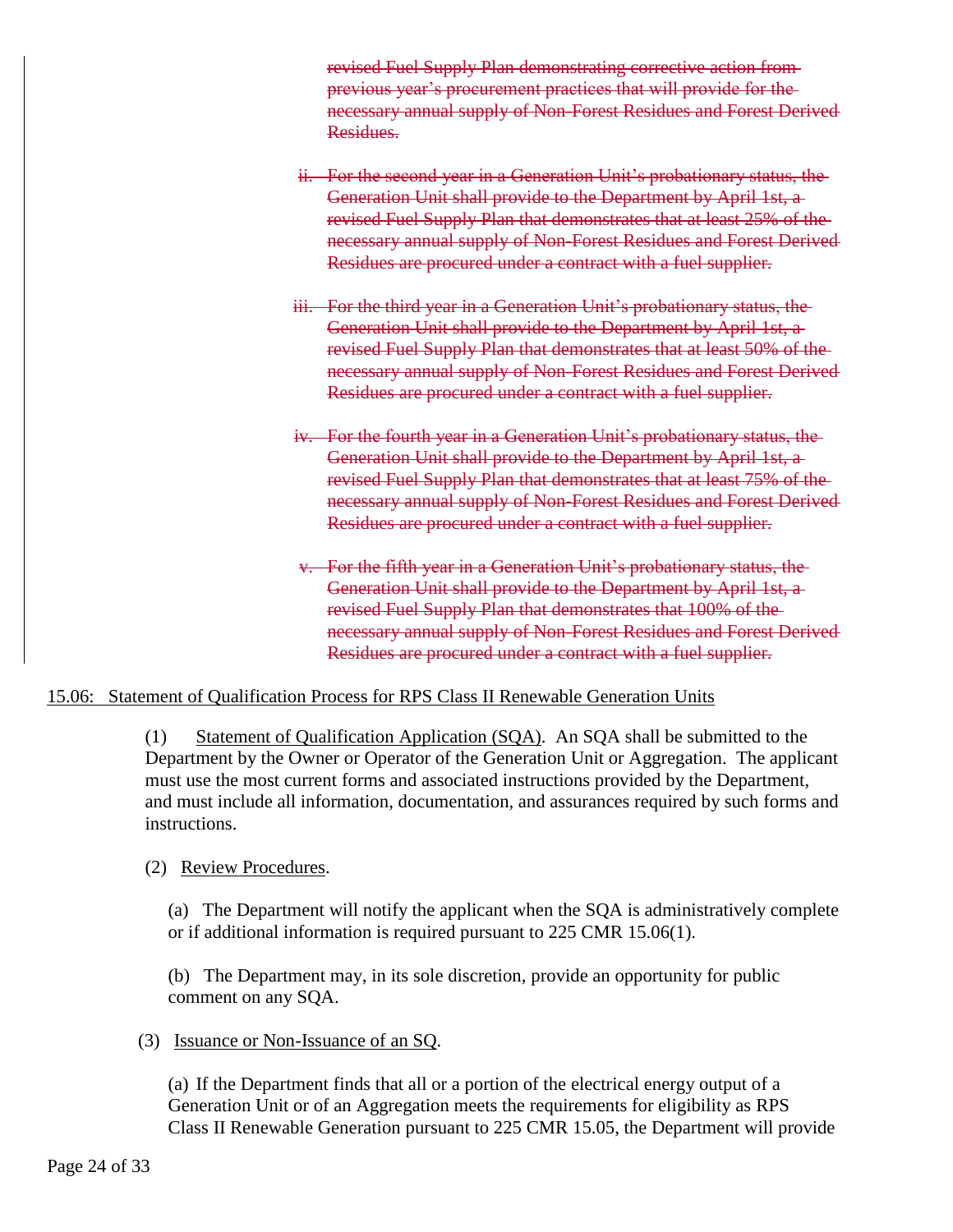~~revised Fuel Supply Plan demonstrating corrective action from previous year's procurement practices that will provide for the necessary annual supply of Non-Forest Residues and Forest Derived Residues.~~

~~ii. For the second year in a Generation Unit's probationary status, the Generation Unit shall provide to the Department by April 1st, a revised Fuel Supply Plan that demonstrates that at least 25% of the necessary annual supply of Non-Forest Residues and Forest Derived Residues are procured under a contract with a fuel supplier.~~

~~iii. For the third year in a Generation Unit's probationary status, the Generation Unit shall provide to the Department by April 1st, a revised Fuel Supply Plan that demonstrates that at least 50% of the necessary annual supply of Non-Forest Residues and Forest Derived Residues are procured under a contract with a fuel supplier.~~

~~iv. For the fourth year in a Generation Unit's probationary status, the Generation Unit shall provide to the Department by April 1st, a revised Fuel Supply Plan that demonstrates that at least 75% of the necessary annual supply of Non-Forest Residues and Forest Derived Residues are procured under a contract with a fuel supplier.~~

~~v. For the fifth year in a Generation Unit's probationary status, the Generation Unit shall provide to the Department by April 1st, a revised Fuel Supply Plan that demonstrates that 100% of the necessary annual supply of Non-Forest Residues and Forest Derived Residues are procured under a contract with a fuel supplier.~~

<u>15.06: Statement of Qualification Process for RPS Class II Renewable Generation Units</u>

(1) <u>Statement of Qualification Application (SQA)</u>. An SQA shall be submitted to the Department by the Owner or Operator of the Generation Unit or Aggregation. The applicant must use the most current forms and associated instructions provided by the Department, and must include all information, documentation, and assurances required by such forms and instructions.

(2) <u>Review Procedures</u>.

(a) The Department will notify the applicant when the SQA is administratively complete or if additional information is required pursuant to 225 CMR 15.06(1).

(b) The Department may, in its sole discretion, provide an opportunity for public comment on any SQA.

(3) <u>Issuance or Non-Issuance of an SQ</u>.

(a) If the Department finds that all or a portion of the electrical energy output of a Generation Unit or of an Aggregation meets the requirements for eligibility as RPS Class II Renewable Generation pursuant to 225 CMR 15.05, the Department will provide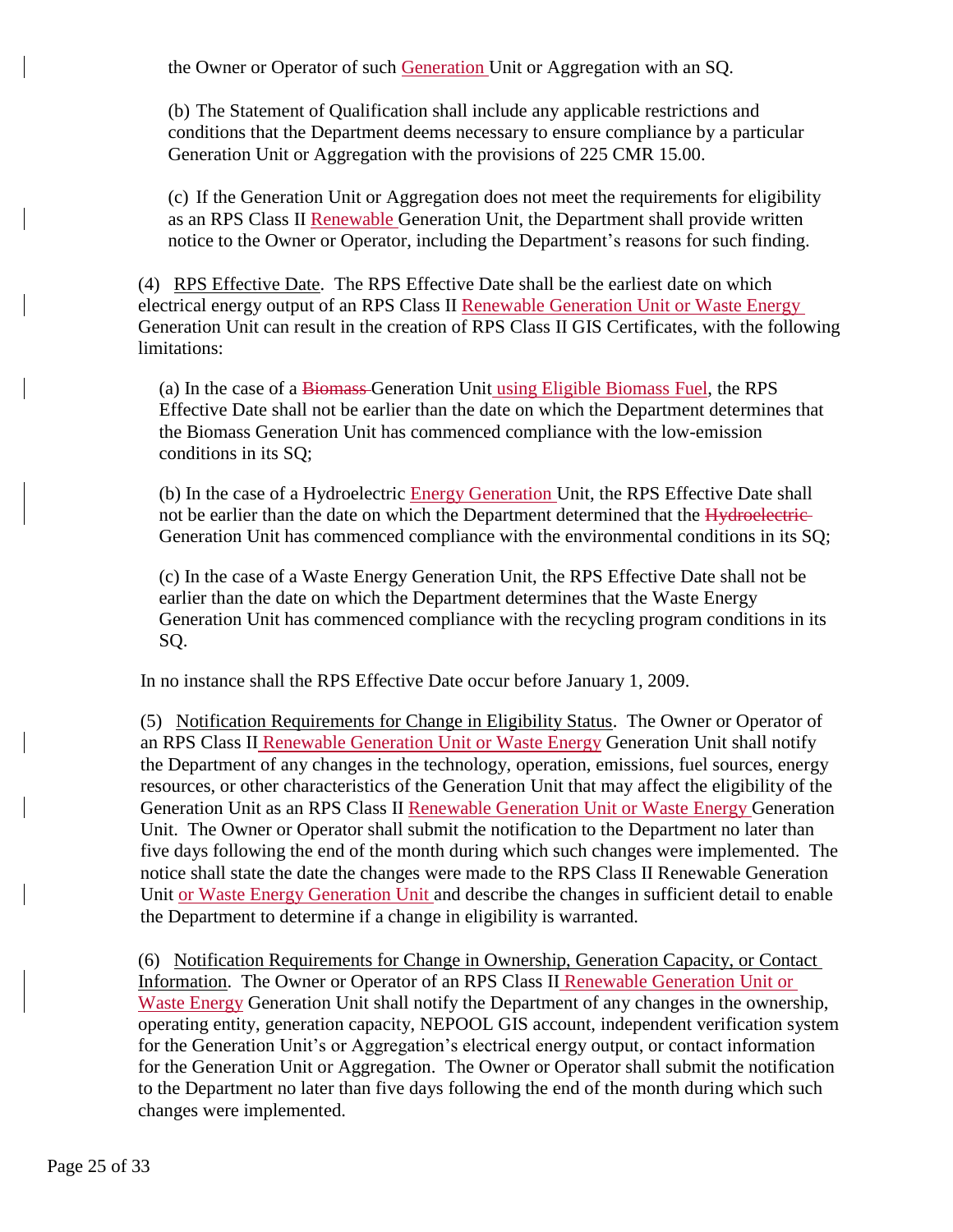the Owner or Operator of such Generation Unit or Aggregation with an SQ.

(b) The Statement of Qualification shall include any applicable restrictions and conditions that the Department deems necessary to ensure compliance by a particular Generation Unit or Aggregation with the provisions of 225 CMR 15.00.

(c) If the Generation Unit or Aggregation does not meet the requirements for eligibility as an RPS Class II Renewable Generation Unit, the Department shall provide written notice to the Owner or Operator, including the Department's reasons for such finding.

(4) RPS Effective Date. The RPS Effective Date shall be the earliest date on which electrical energy output of an RPS Class II Renewable Generation Unit or Waste Energy Generation Unit can result in the creation of RPS Class II GIS Certificates, with the following limitations:

(a) In the case of a ~~Biomass~~ Generation Unit using Eligible Biomass Fuel, the RPS Effective Date shall not be earlier than the date on which the Department determines that the Biomass Generation Unit has commenced compliance with the low-emission conditions in its SQ;

(b) In the case of a Hydroelectric Energy Generation Unit, the RPS Effective Date shall not be earlier than the date on which the Department determined that the ~~Hydroelectric~~ Generation Unit has commenced compliance with the environmental conditions in its SQ;

(c) In the case of a Waste Energy Generation Unit, the RPS Effective Date shall not be earlier than the date on which the Department determines that the Waste Energy Generation Unit has commenced compliance with the recycling program conditions in its SQ.

In no instance shall the RPS Effective Date occur before January 1, 2009.

(5) Notification Requirements for Change in Eligibility Status. The Owner or Operator of an RPS Class II Renewable Generation Unit or Waste Energy Generation Unit shall notify the Department of any changes in the technology, operation, emissions, fuel sources, energy resources, or other characteristics of the Generation Unit that may affect the eligibility of the Generation Unit as an RPS Class II Renewable Generation Unit or Waste Energy Generation Unit. The Owner or Operator shall submit the notification to the Department no later than five days following the end of the month during which such changes were implemented. The notice shall state the date the changes were made to the RPS Class II Renewable Generation Unit or Waste Energy Generation Unit and describe the changes in sufficient detail to enable the Department to determine if a change in eligibility is warranted.

(6) Notification Requirements for Change in Ownership, Generation Capacity, or Contact Information. The Owner or Operator of an RPS Class II Renewable Generation Unit or Waste Energy Generation Unit shall notify the Department of any changes in the ownership, operating entity, generation capacity, NEPOOL GIS account, independent verification system for the Generation Unit's or Aggregation's electrical energy output, or contact information for the Generation Unit or Aggregation. The Owner or Operator shall submit the notification to the Department no later than five days following the end of the month during which such changes were implemented.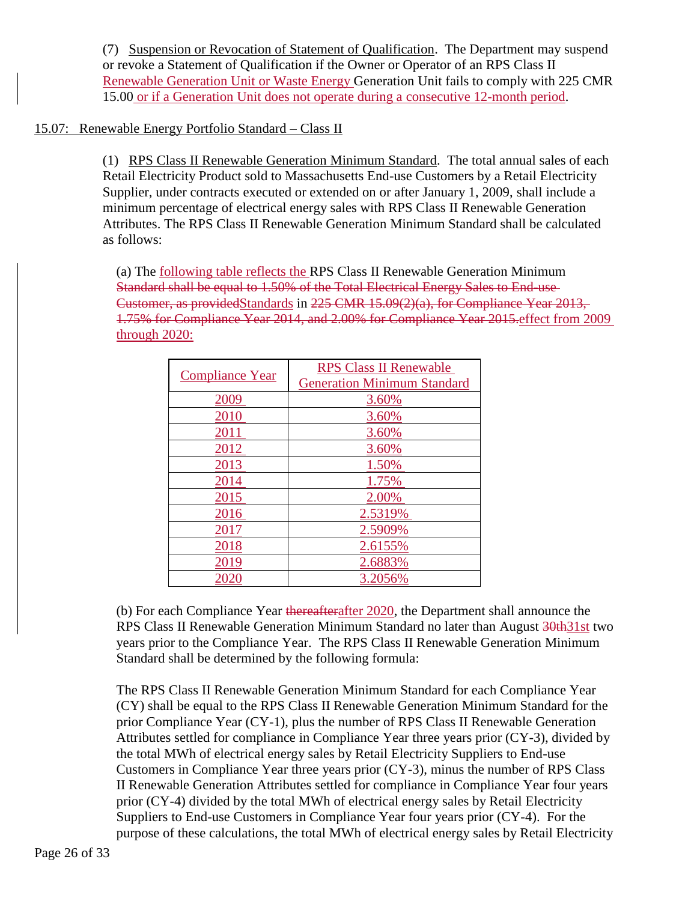(7) Suspension or Revocation of Statement of Qualification. The Department may suspend or revoke a Statement of Qualification if the Owner or Operator of an RPS Class II Renewable Generation Unit or Waste Energy Generation Unit fails to comply with 225 CMR 15.00 or if a Generation Unit does not operate during a consecutive 12-month period.

## 15.07: Renewable Energy Portfolio Standard – Class II

(1) RPS Class II Renewable Generation Minimum Standard. The total annual sales of each Retail Electricity Product sold to Massachusetts End-use Customers by a Retail Electricity Supplier, under contracts executed or extended on or after January 1, 2009, shall include a minimum percentage of electrical energy sales with RPS Class II Renewable Generation Attributes. The RPS Class II Renewable Generation Minimum Standard shall be calculated as follows:

(a) The following table reflects the RPS Class II Renewable Generation Minimum ~~Standard shall be equal to 1.50% of the Total Electrical Energy Sales to End-use Customer, as provided~~Standards in ~~225 CMR 15.09(2)(a), for Compliance Year 2013, 1.75% for Compliance Year 2014, and 2.00% for Compliance Year 2015.~~effect from 2009 through 2020:

| Compliance Year | RPS Class II Renewable Generation Minimum Standard |
|---|---|
| 2009 | 3.60% |
| 2010 | 3.60% |
| 2011 | 3.60% |
| 2012 | 3.60% |
| 2013 | 1.50% |
| 2014 | 1.75% |
| 2015 | 2.00% |
| 2016 | 2.5319% |
| 2017 | 2.5909% |
| 2018 | 2.6155% |
| 2019 | 2.6883% |
| 2020 | 3.2056% |

(b) For each Compliance Year ~~thereafter~~after 2020, the Department shall announce the RPS Class II Renewable Generation Minimum Standard no later than August ~~30th~~31st two years prior to the Compliance Year. The RPS Class II Renewable Generation Minimum Standard shall be determined by the following formula:

The RPS Class II Renewable Generation Minimum Standard for each Compliance Year (CY) shall be equal to the RPS Class II Renewable Generation Minimum Standard for the prior Compliance Year (CY-1), plus the number of RPS Class II Renewable Generation Attributes settled for compliance in Compliance Year three years prior (CY-3), divided by the total MWh of electrical energy sales by Retail Electricity Suppliers to End-use Customers in Compliance Year three years prior (CY-3), minus the number of RPS Class II Renewable Generation Attributes settled for compliance in Compliance Year four years prior (CY-4) divided by the total MWh of electrical energy sales by Retail Electricity Suppliers to End-use Customers in Compliance Year four years prior (CY-4). For the purpose of these calculations, the total MWh of electrical energy sales by Retail Electricity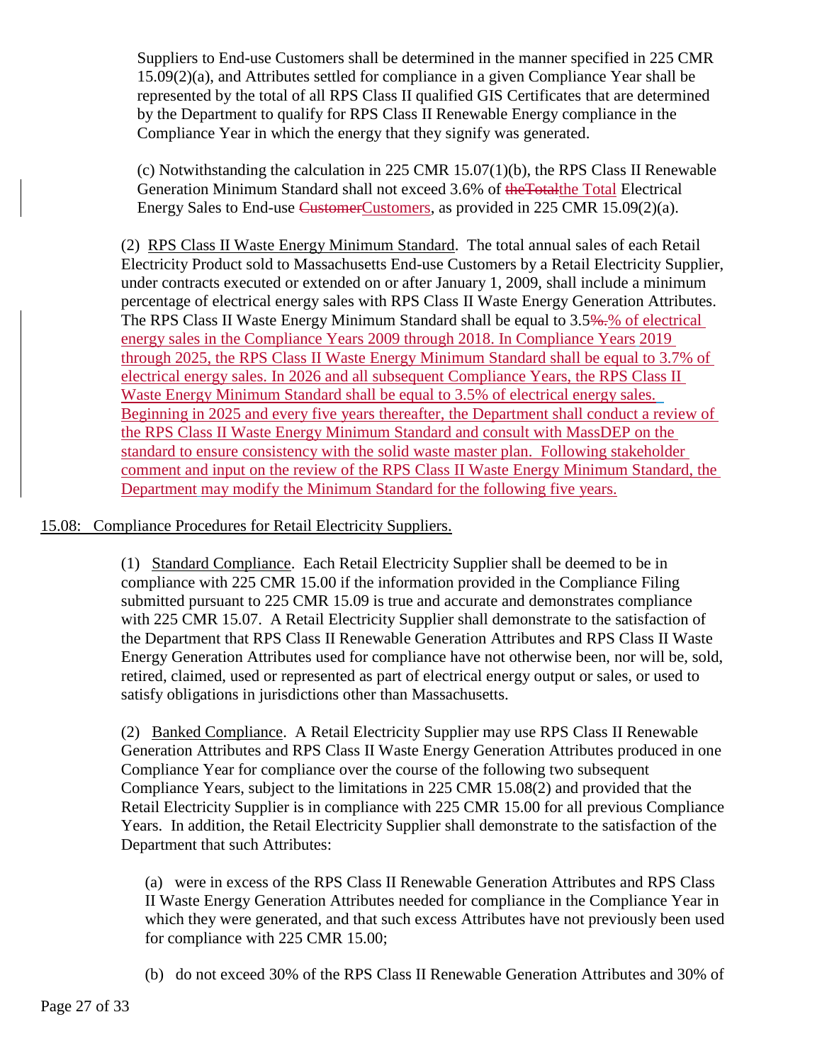Suppliers to End-use Customers shall be determined in the manner specified in 225 CMR 15.09(2)(a), and Attributes settled for compliance in a given Compliance Year shall be represented by the total of all RPS Class II qualified GIS Certificates that are determined by the Department to qualify for RPS Class II Renewable Energy compliance in the Compliance Year in which the energy that they signify was generated.

(c) Notwithstanding the calculation in 225 CMR 15.07(1)(b), the RPS Class II Renewable Generation Minimum Standard shall not exceed 3.6% of ~~theTotal~~the Total Electrical Energy Sales to End-use ~~Customer~~Customers, as provided in 225 CMR 15.09(2)(a).

(2) RPS Class II Waste Energy Minimum Standard. The total annual sales of each Retail Electricity Product sold to Massachusetts End-use Customers by a Retail Electricity Supplier, under contracts executed or extended on or after January 1, 2009, shall include a minimum percentage of electrical energy sales with RPS Class II Waste Energy Generation Attributes. The RPS Class II Waste Energy Minimum Standard shall be equal to 3.5~~%.~~% of electrical energy sales in the Compliance Years 2009 through 2018. In Compliance Years 2019 through 2025, the RPS Class II Waste Energy Minimum Standard shall be equal to 3.7% of electrical energy sales. In 2026 and all subsequent Compliance Years, the RPS Class II Waste Energy Minimum Standard shall be equal to 3.5% of electrical energy sales. Beginning in 2025 and every five years thereafter, the Department shall conduct a review of the RPS Class II Waste Energy Minimum Standard and consult with MassDEP on the standard to ensure consistency with the solid waste master plan. Following stakeholder comment and input on the review of the RPS Class II Waste Energy Minimum Standard, the Department may modify the Minimum Standard for the following five years.

## 15.08: Compliance Procedures for Retail Electricity Suppliers.

(1) Standard Compliance. Each Retail Electricity Supplier shall be deemed to be in compliance with 225 CMR 15.00 if the information provided in the Compliance Filing submitted pursuant to 225 CMR 15.09 is true and accurate and demonstrates compliance with 225 CMR 15.07. A Retail Electricity Supplier shall demonstrate to the satisfaction of the Department that RPS Class II Renewable Generation Attributes and RPS Class II Waste Energy Generation Attributes used for compliance have not otherwise been, nor will be, sold, retired, claimed, used or represented as part of electrical energy output or sales, or used to satisfy obligations in jurisdictions other than Massachusetts.

(2) Banked Compliance. A Retail Electricity Supplier may use RPS Class II Renewable Generation Attributes and RPS Class II Waste Energy Generation Attributes produced in one Compliance Year for compliance over the course of the following two subsequent Compliance Years, subject to the limitations in 225 CMR 15.08(2) and provided that the Retail Electricity Supplier is in compliance with 225 CMR 15.00 for all previous Compliance Years. In addition, the Retail Electricity Supplier shall demonstrate to the satisfaction of the Department that such Attributes:

(a) were in excess of the RPS Class II Renewable Generation Attributes and RPS Class II Waste Energy Generation Attributes needed for compliance in the Compliance Year in which they were generated, and that such excess Attributes have not previously been used for compliance with 225 CMR 15.00;

(b) do not exceed 30% of the RPS Class II Renewable Generation Attributes and 30% of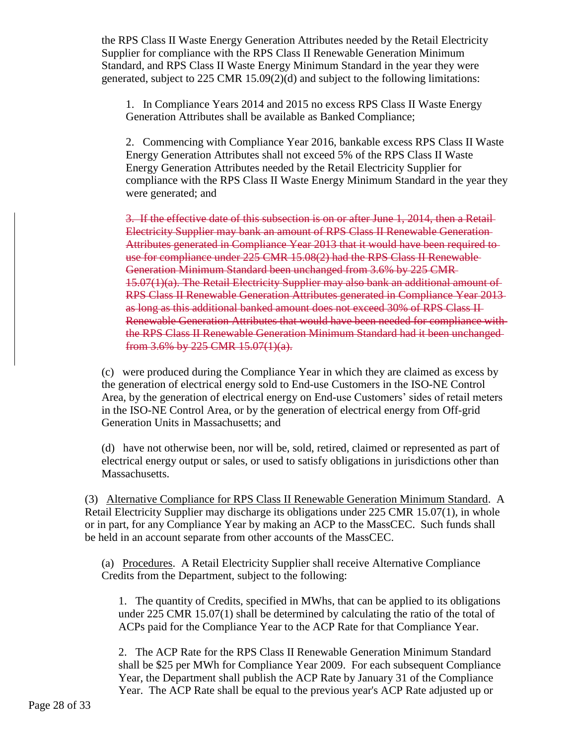the RPS Class II Waste Energy Generation Attributes needed by the Retail Electricity Supplier for compliance with the RPS Class II Renewable Generation Minimum Standard, and RPS Class II Waste Energy Minimum Standard in the year they were generated, subject to 225 CMR 15.09(2)(d) and subject to the following limitations:

1. In Compliance Years 2014 and 2015 no excess RPS Class II Waste Energy Generation Attributes shall be available as Banked Compliance;

2. Commencing with Compliance Year 2016, bankable excess RPS Class II Waste Energy Generation Attributes shall not exceed 5% of the RPS Class II Waste Energy Generation Attributes needed by the Retail Electricity Supplier for compliance with the RPS Class II Waste Energy Minimum Standard in the year they were generated; and

~~3. If the effective date of this subsection is on or after June 1, 2014, then a Retail Electricity Supplier may bank an amount of RPS Class II Renewable Generation Attributes generated in Compliance Year 2013 that it would have been required to use for compliance under 225 CMR 15.08(2) had the RPS Class II Renewable Generation Minimum Standard been unchanged from 3.6% by 225 CMR 15.07(1)(a). The Retail Electricity Supplier may also bank an additional amount of RPS Class II Renewable Generation Attributes generated in Compliance Year 2013 as long as this additional banked amount does not exceed 30% of RPS Class II Renewable Generation Attributes that would have been needed for compliance with the RPS Class II Renewable Generation Minimum Standard had it been unchanged from 3.6% by 225 CMR 15.07(1)(a).~~

(c) were produced during the Compliance Year in which they are claimed as excess by the generation of electrical energy sold to End-use Customers in the ISO-NE Control Area, by the generation of electrical energy on End-use Customers' sides of retail meters in the ISO-NE Control Area, or by the generation of electrical energy from Off-grid Generation Units in Massachusetts; and

(d) have not otherwise been, nor will be, sold, retired, claimed or represented as part of electrical energy output or sales, or used to satisfy obligations in jurisdictions other than Massachusetts.

(3) <u>Alternative Compliance for RPS Class II Renewable Generation Minimum Standard</u>. A Retail Electricity Supplier may discharge its obligations under 225 CMR 15.07(1), in whole or in part, for any Compliance Year by making an ACP to the MassCEC. Such funds shall be held in an account separate from other accounts of the MassCEC.

(a) <u>Procedures</u>. A Retail Electricity Supplier shall receive Alternative Compliance Credits from the Department, subject to the following:

1. The quantity of Credits, specified in MWhs, that can be applied to its obligations under 225 CMR 15.07(1) shall be determined by calculating the ratio of the total of ACPs paid for the Compliance Year to the ACP Rate for that Compliance Year.

2. The ACP Rate for the RPS Class II Renewable Generation Minimum Standard shall be $25 per MWh for Compliance Year 2009. For each subsequent Compliance Year, the Department shall publish the ACP Rate by January 31 of the Compliance Year. The ACP Rate shall be equal to the previous year's ACP Rate adjusted up or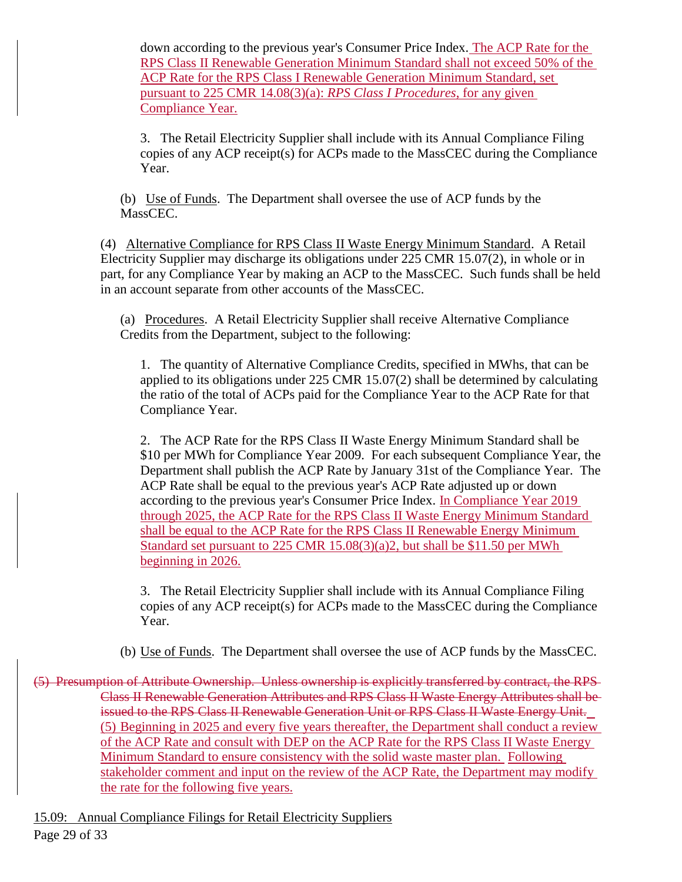down according to the previous year's Consumer Price Index. The ACP Rate for the RPS Class II Renewable Generation Minimum Standard shall not exceed 50% of the ACP Rate for the RPS Class I Renewable Generation Minimum Standard, set pursuant to 225 CMR 14.08(3)(a): *RPS Class I Procedures*, for any given Compliance Year.

3. The Retail Electricity Supplier shall include with its Annual Compliance Filing copies of any ACP receipt(s) for ACPs made to the MassCEC during the Compliance Year.

(b) Use of Funds. The Department shall oversee the use of ACP funds by the MassCEC.

(4) Alternative Compliance for RPS Class II Waste Energy Minimum Standard. A Retail Electricity Supplier may discharge its obligations under 225 CMR 15.07(2), in whole or in part, for any Compliance Year by making an ACP to the MassCEC. Such funds shall be held in an account separate from other accounts of the MassCEC.

(a) Procedures. A Retail Electricity Supplier shall receive Alternative Compliance Credits from the Department, subject to the following:

1. The quantity of Alternative Compliance Credits, specified in MWhs, that can be applied to its obligations under 225 CMR 15.07(2) shall be determined by calculating the ratio of the total of ACPs paid for the Compliance Year to the ACP Rate for that Compliance Year.

2. The ACP Rate for the RPS Class II Waste Energy Minimum Standard shall be $10 per MWh for Compliance Year 2009. For each subsequent Compliance Year, the Department shall publish the ACP Rate by January 31st of the Compliance Year. The ACP Rate shall be equal to the previous year's ACP Rate adjusted up or down according to the previous year's Consumer Price Index. In Compliance Year 2019 through 2025, the ACP Rate for the RPS Class II Waste Energy Minimum Standard shall be equal to the ACP Rate for the RPS Class II Renewable Energy Minimum Standard set pursuant to 225 CMR 15.08(3)(a)2, but shall be $11.50 per MWh beginning in 2026.

3. The Retail Electricity Supplier shall include with its Annual Compliance Filing copies of any ACP receipt(s) for ACPs made to the MassCEC during the Compliance Year.

(b) Use of Funds. The Department shall oversee the use of ACP funds by the MassCEC.

~~(5) Presumption of Attribute Ownership. Unless ownership is explicitly transferred by contract, the RPS Class II Renewable Generation Attributes and RPS Class II Waste Energy Attributes shall be issued to the RPS Class II Renewable Generation Unit or RPS Class II Waste Energy Unit.~~
(5) Beginning in 2025 and every five years thereafter, the Department shall conduct a review of the ACP Rate and consult with DEP on the ACP Rate for the RPS Class II Waste Energy Minimum Standard to ensure consistency with the solid waste master plan. Following stakeholder comment and input on the review of the ACP Rate, the Department may modify the rate for the following five years.

15.09: Annual Compliance Filings for Retail Electricity Suppliers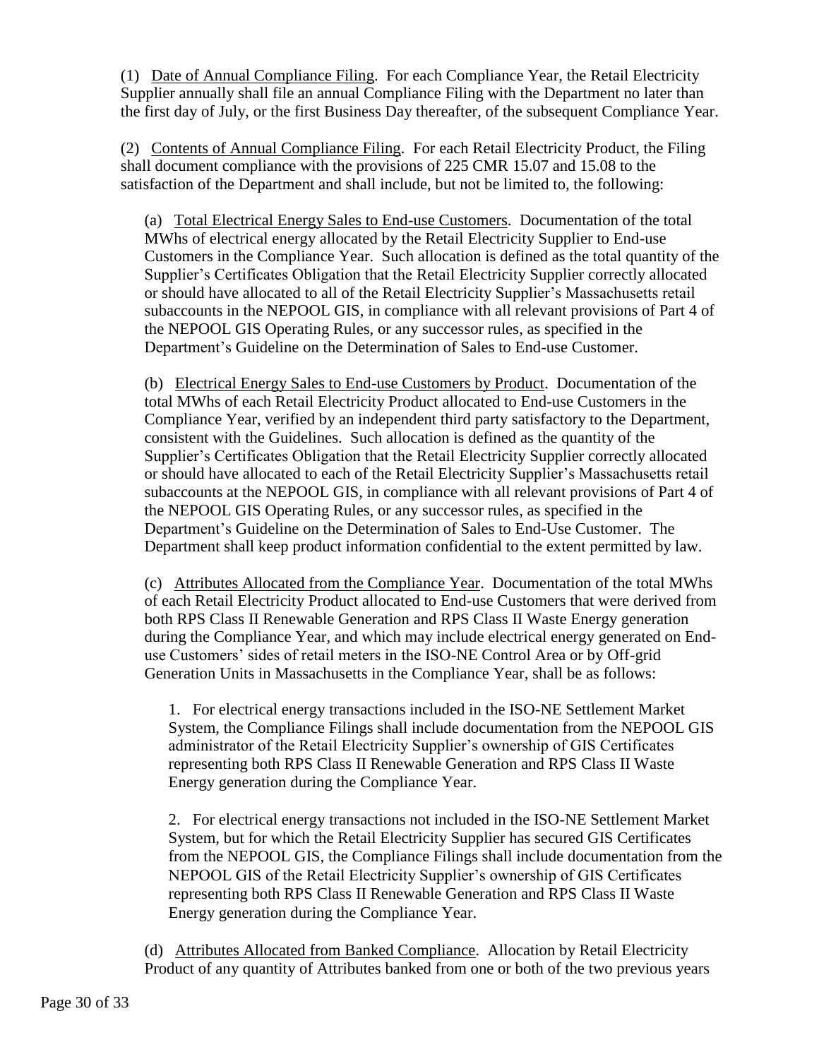(1) Date of Annual Compliance Filing. For each Compliance Year, the Retail Electricity Supplier annually shall file an annual Compliance Filing with the Department no later than the first day of July, or the first Business Day thereafter, of the subsequent Compliance Year.

(2) Contents of Annual Compliance Filing. For each Retail Electricity Product, the Filing shall document compliance with the provisions of 225 CMR 15.07 and 15.08 to the satisfaction of the Department and shall include, but not be limited to, the following:

(a) Total Electrical Energy Sales to End-use Customers. Documentation of the total MWhs of electrical energy allocated by the Retail Electricity Supplier to End-use Customers in the Compliance Year. Such allocation is defined as the total quantity of the Supplier's Certificates Obligation that the Retail Electricity Supplier correctly allocated or should have allocated to all of the Retail Electricity Supplier's Massachusetts retail subaccounts in the NEPOOL GIS, in compliance with all relevant provisions of Part 4 of the NEPOOL GIS Operating Rules, or any successor rules, as specified in the Department's Guideline on the Determination of Sales to End-use Customer.

(b) Electrical Energy Sales to End-use Customers by Product. Documentation of the total MWhs of each Retail Electricity Product allocated to End-use Customers in the Compliance Year, verified by an independent third party satisfactory to the Department, consistent with the Guidelines. Such allocation is defined as the quantity of the Supplier's Certificates Obligation that the Retail Electricity Supplier correctly allocated or should have allocated to each of the Retail Electricity Supplier's Massachusetts retail subaccounts at the NEPOOL GIS, in compliance with all relevant provisions of Part 4 of the NEPOOL GIS Operating Rules, or any successor rules, as specified in the Department's Guideline on the Determination of Sales to End-Use Customer. The Department shall keep product information confidential to the extent permitted by law.

(c) Attributes Allocated from the Compliance Year. Documentation of the total MWhs of each Retail Electricity Product allocated to End-use Customers that were derived from both RPS Class II Renewable Generation and RPS Class II Waste Energy generation during the Compliance Year, and which may include electrical energy generated on End-use Customers' sides of retail meters in the ISO-NE Control Area or by Off-grid Generation Units in Massachusetts in the Compliance Year, shall be as follows:

1. For electrical energy transactions included in the ISO-NE Settlement Market System, the Compliance Filings shall include documentation from the NEPOOL GIS administrator of the Retail Electricity Supplier's ownership of GIS Certificates representing both RPS Class II Renewable Generation and RPS Class II Waste Energy generation during the Compliance Year.

2. For electrical energy transactions not included in the ISO-NE Settlement Market System, but for which the Retail Electricity Supplier has secured GIS Certificates from the NEPOOL GIS, the Compliance Filings shall include documentation from the NEPOOL GIS of the Retail Electricity Supplier's ownership of GIS Certificates representing both RPS Class II Renewable Generation and RPS Class II Waste Energy generation during the Compliance Year.

(d) Attributes Allocated from Banked Compliance. Allocation by Retail Electricity Product of any quantity of Attributes banked from one or both of the two previous years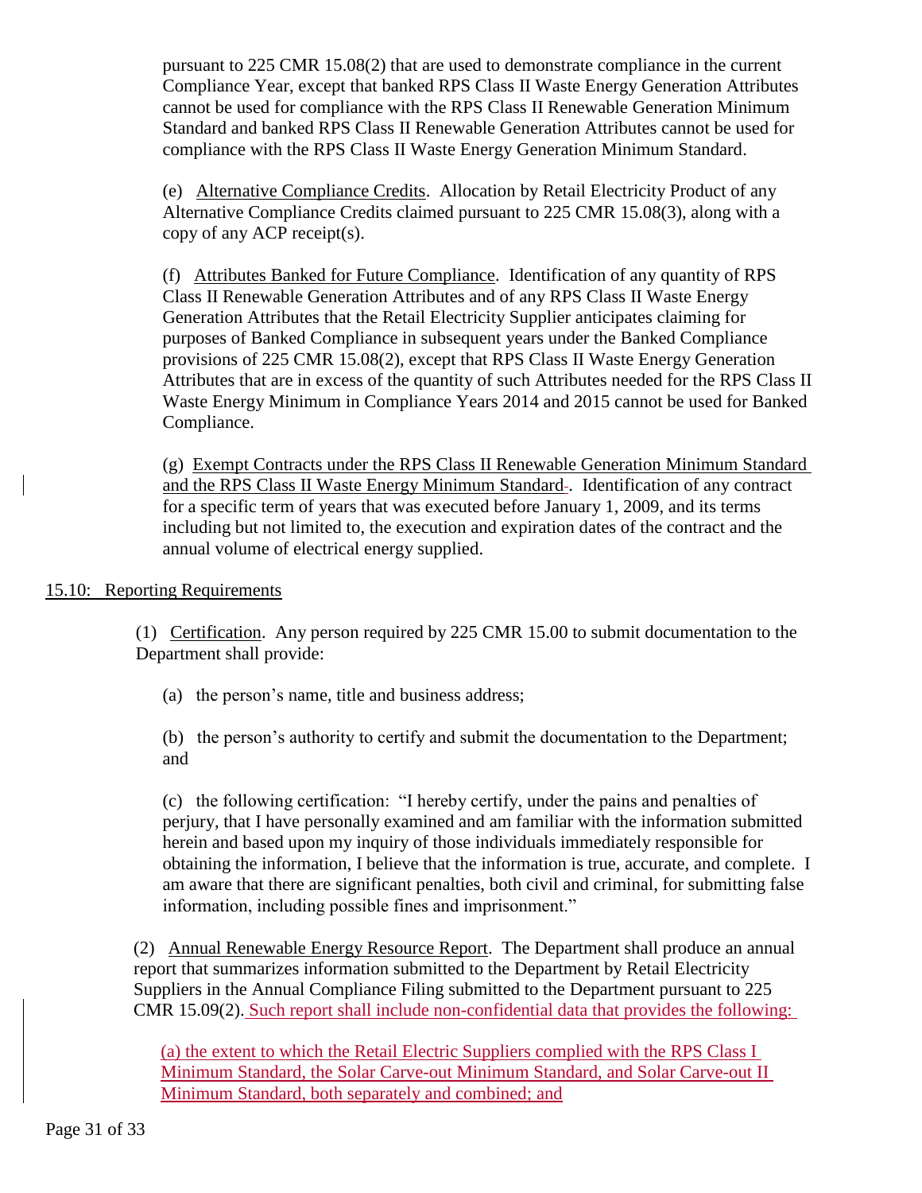pursuant to 225 CMR 15.08(2) that are used to demonstrate compliance in the current Compliance Year, except that banked RPS Class II Waste Energy Generation Attributes cannot be used for compliance with the RPS Class II Renewable Generation Minimum Standard and banked RPS Class II Renewable Generation Attributes cannot be used for compliance with the RPS Class II Waste Energy Generation Minimum Standard.

(e) Alternative Compliance Credits. Allocation by Retail Electricity Product of any Alternative Compliance Credits claimed pursuant to 225 CMR 15.08(3), along with a copy of any ACP receipt(s).

(f) Attributes Banked for Future Compliance. Identification of any quantity of RPS Class II Renewable Generation Attributes and of any RPS Class II Waste Energy Generation Attributes that the Retail Electricity Supplier anticipates claiming for purposes of Banked Compliance in subsequent years under the Banked Compliance provisions of 225 CMR 15.08(2), except that RPS Class II Waste Energy Generation Attributes that are in excess of the quantity of such Attributes needed for the RPS Class II Waste Energy Minimum in Compliance Years 2014 and 2015 cannot be used for Banked Compliance.

(g) Exempt Contracts under the RPS Class II Renewable Generation Minimum Standard and the RPS Class II Waste Energy Minimum Standard. Identification of any contract for a specific term of years that was executed before January 1, 2009, and its terms including but not limited to, the execution and expiration dates of the contract and the annual volume of electrical energy supplied.

## 15.10: Reporting Requirements

(1) Certification. Any person required by 225 CMR 15.00 to submit documentation to the Department shall provide:

(a) the person's name, title and business address;

(b) the person's authority to certify and submit the documentation to the Department; and

(c) the following certification: "I hereby certify, under the pains and penalties of perjury, that I have personally examined and am familiar with the information submitted herein and based upon my inquiry of those individuals immediately responsible for obtaining the information, I believe that the information is true, accurate, and complete. I am aware that there are significant penalties, both civil and criminal, for submitting false information, including possible fines and imprisonment."

(2) Annual Renewable Energy Resource Report. The Department shall produce an annual report that summarizes information submitted to the Department by Retail Electricity Suppliers in the Annual Compliance Filing submitted to the Department pursuant to 225 CMR 15.09(2). Such report shall include non-confidential data that provides the following:

(a) the extent to which the Retail Electric Suppliers complied with the RPS Class I Minimum Standard, the Solar Carve-out Minimum Standard, and Solar Carve-out II Minimum Standard, both separately and combined; and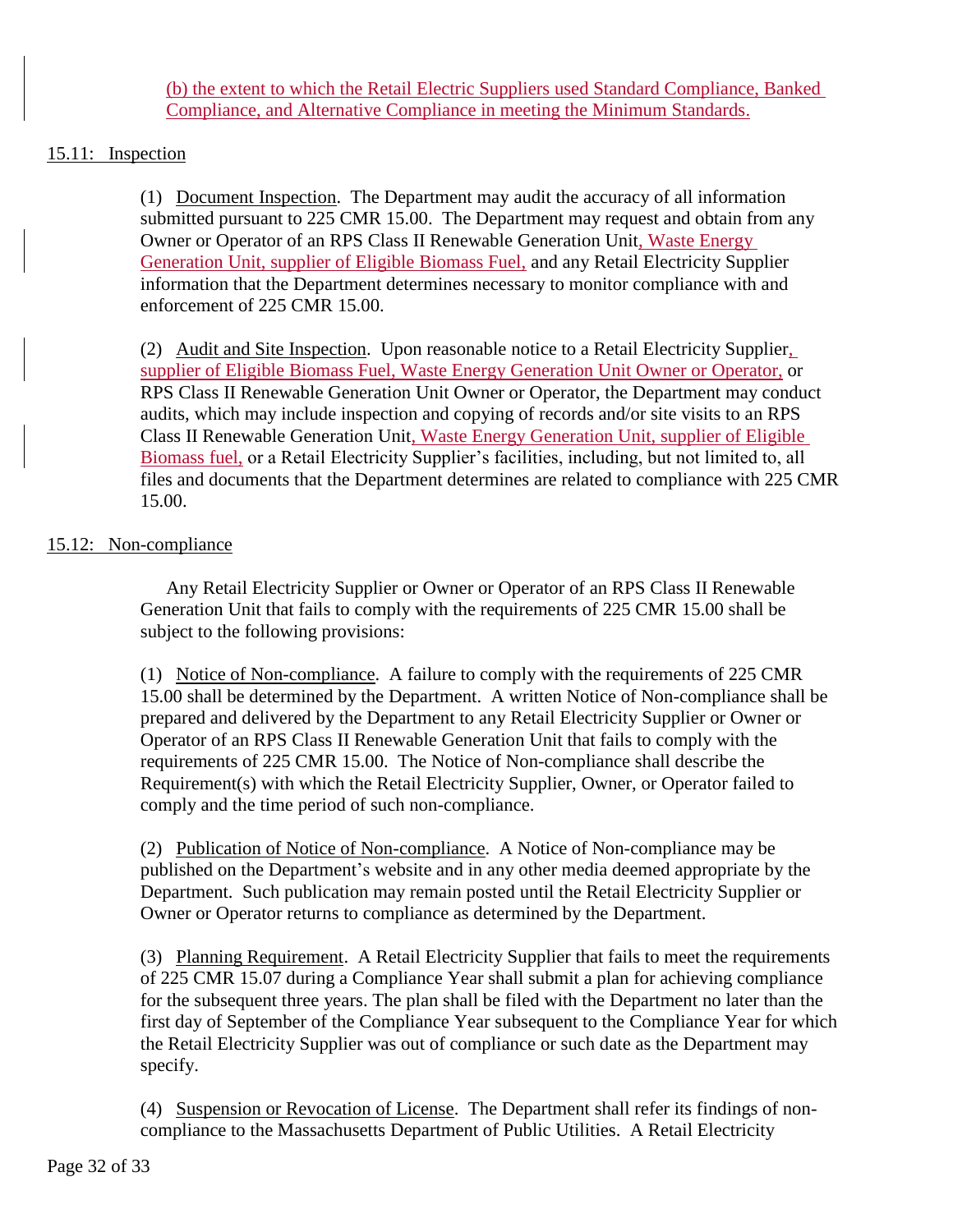(b) the extent to which the Retail Electric Suppliers used Standard Compliance, Banked Compliance, and Alternative Compliance in meeting the Minimum Standards.

15.11: Inspection

(1) Document Inspection. The Department may audit the accuracy of all information submitted pursuant to 225 CMR 15.00. The Department may request and obtain from any Owner or Operator of an RPS Class II Renewable Generation Unit, Waste Energy Generation Unit, supplier of Eligible Biomass Fuel, and any Retail Electricity Supplier information that the Department determines necessary to monitor compliance with and enforcement of 225 CMR 15.00.

(2) Audit and Site Inspection. Upon reasonable notice to a Retail Electricity Supplier, supplier of Eligible Biomass Fuel, Waste Energy Generation Unit Owner or Operator, or RPS Class II Renewable Generation Unit Owner or Operator, the Department may conduct audits, which may include inspection and copying of records and/or site visits to an RPS Class II Renewable Generation Unit, Waste Energy Generation Unit, supplier of Eligible Biomass fuel, or a Retail Electricity Supplier's facilities, including, but not limited to, all files and documents that the Department determines are related to compliance with 225 CMR 15.00.

15.12: Non-compliance

Any Retail Electricity Supplier or Owner or Operator of an RPS Class II Renewable Generation Unit that fails to comply with the requirements of 225 CMR 15.00 shall be subject to the following provisions:

(1) Notice of Non-compliance. A failure to comply with the requirements of 225 CMR 15.00 shall be determined by the Department. A written Notice of Non-compliance shall be prepared and delivered by the Department to any Retail Electricity Supplier or Owner or Operator of an RPS Class II Renewable Generation Unit that fails to comply with the requirements of 225 CMR 15.00. The Notice of Non-compliance shall describe the Requirement(s) with which the Retail Electricity Supplier, Owner, or Operator failed to comply and the time period of such non-compliance.

(2) Publication of Notice of Non-compliance. A Notice of Non-compliance may be published on the Department's website and in any other media deemed appropriate by the Department. Such publication may remain posted until the Retail Electricity Supplier or Owner or Operator returns to compliance as determined by the Department.

(3) Planning Requirement. A Retail Electricity Supplier that fails to meet the requirements of 225 CMR 15.07 during a Compliance Year shall submit a plan for achieving compliance for the subsequent three years. The plan shall be filed with the Department no later than the first day of September of the Compliance Year subsequent to the Compliance Year for which the Retail Electricity Supplier was out of compliance or such date as the Department may specify.

(4) Suspension or Revocation of License. The Department shall refer its findings of non-compliance to the Massachusetts Department of Public Utilities. A Retail Electricity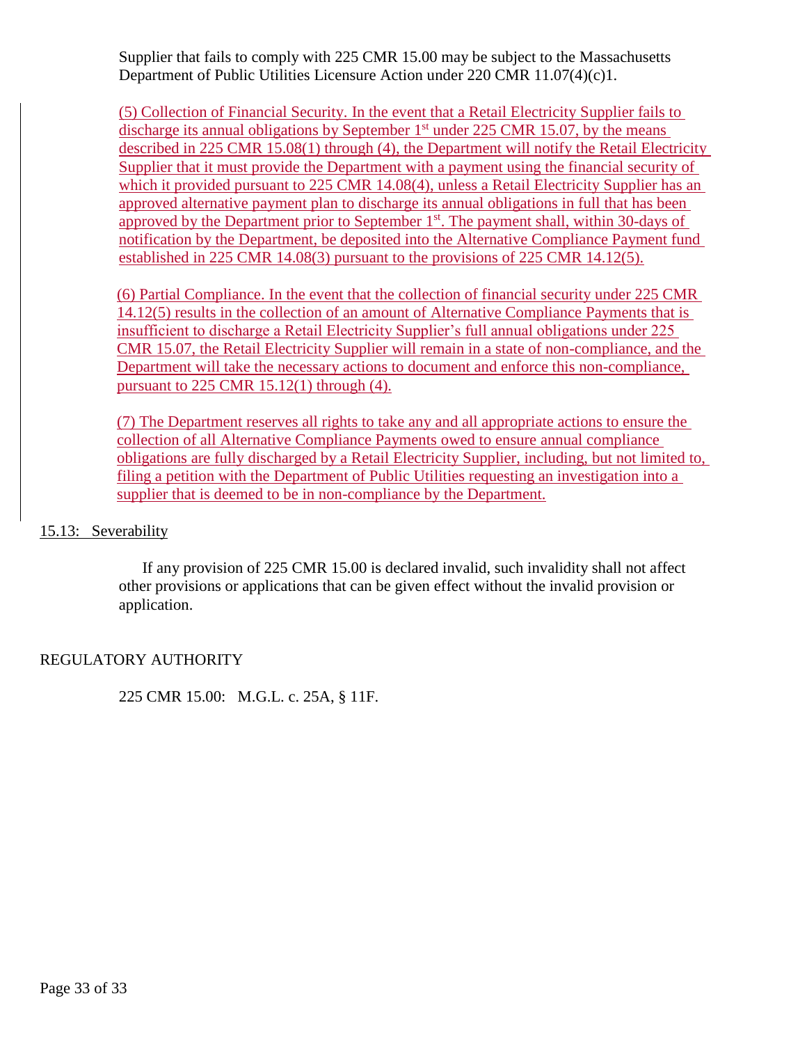Supplier that fails to comply with 225 CMR 15.00 may be subject to the Massachusetts Department of Public Utilities Licensure Action under 220 CMR 11.07(4)(c)1.

(5) Collection of Financial Security. In the event that a Retail Electricity Supplier fails to discharge its annual obligations by September 1st under 225 CMR 15.07, by the means described in 225 CMR 15.08(1) through (4), the Department will notify the Retail Electricity Supplier that it must provide the Department with a payment using the financial security of which it provided pursuant to 225 CMR 14.08(4), unless a Retail Electricity Supplier has an approved alternative payment plan to discharge its annual obligations in full that has been approved by the Department prior to September 1st. The payment shall, within 30-days of notification by the Department, be deposited into the Alternative Compliance Payment fund established in 225 CMR 14.08(3) pursuant to the provisions of 225 CMR 14.12(5).

(6) Partial Compliance. In the event that the collection of financial security under 225 CMR 14.12(5) results in the collection of an amount of Alternative Compliance Payments that is insufficient to discharge a Retail Electricity Supplier's full annual obligations under 225 CMR 15.07, the Retail Electricity Supplier will remain in a state of non-compliance, and the Department will take the necessary actions to document and enforce this non-compliance, pursuant to 225 CMR 15.12(1) through (4).

(7) The Department reserves all rights to take any and all appropriate actions to ensure the collection of all Alternative Compliance Payments owed to ensure annual compliance obligations are fully discharged by a Retail Electricity Supplier, including, but not limited to, filing a petition with the Department of Public Utilities requesting an investigation into a supplier that is deemed to be in non-compliance by the Department.

15.13: Severability

If any provision of 225 CMR 15.00 is declared invalid, such invalidity shall not affect other provisions or applications that can be given effect without the invalid provision or application.

REGULATORY AUTHORITY

225 CMR 15.00: M.G.L. c. 25A, § 11F.